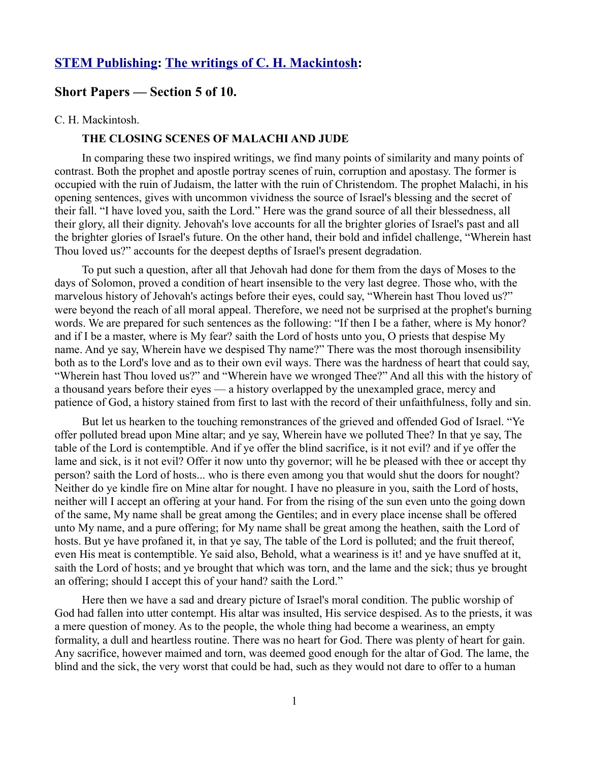## STEM Publishing: The writings of C. H. Mackintosh:

## Short Papers — Section 5 of 10.

C. H. Mackintosh.

### THE CLOSING SCENES OF MALACHI AND JUDE

In comparing these two inspired writings, we find many points of similarity and many points of contrast. Both the prophet and apostle portray scenes of ruin, corruption and apostasy. The former is occupied with the ruin of Judaism, the latter with the ruin of Christendom. The prophet Malachi, in his opening sentences, gives with uncommon vividness the source of Israel's blessing and the secret of their fall. "I have loved you, saith the Lord." Here was the grand source of all their blessedness, all their glory, all their dignity. Jehovah's love accounts for all the brighter glories of Israel's past and all the brighter glories of Israel's future. On the other hand, their bold and infidel challenge, "Wherein hast Thou loved us?" accounts for the deepest depths of Israel's present degradation.

To put such a question, after all that Jehovah had done for them from the days of Moses to the days of Solomon, proved a condition of heart insensible to the very last degree. Those who, with the marvelous history of Jehovah's actings before their eyes, could say, "Wherein hast Thou loved us?" were beyond the reach of all moral appeal. Therefore, we need not be surprised at the prophet's burning words. We are prepared for such sentences as the following: "If then I be a father, where is My honor? and if I be a master, where is My fear? saith the Lord of hosts unto you, O priests that despise My name. And ye say, Wherein have we despised Thy name?" There was the most thorough insensibility both as to the Lord's love and as to their own evil ways. There was the hardness of heart that could say, "Wherein hast Thou loved us?" and "Wherein have we wronged Thee?" And all this with the history of a thousand years before their eyes — a history overlapped by the unexampled grace, mercy and patience of God, a history stained from first to last with the record of their unfaithfulness, folly and sin.

But let us hearken to the touching remonstrances of the grieved and offended God of Israel. "Ye offer polluted bread upon Mine altar; and ye say, Wherein have we polluted Thee? In that ye say, The table of the Lord is contemptible. And if ye offer the blind sacrifice, is it not evil? and if ye offer the lame and sick, is it not evil? Offer it now unto thy governor; will he be pleased with thee or accept thy person? saith the Lord of hosts... who is there even among you that would shut the doors for nought? Neither do ye kindle fire on Mine altar for nought. I have no pleasure in you, saith the Lord of hosts, neither will I accept an offering at your hand. For from the rising of the sun even unto the going down of the same, My name shall be great among the Gentiles; and in every place incense shall be offered unto My name, and a pure offering; for My name shall be great among the heathen, saith the Lord of hosts. But ye have profaned it, in that ye say, The table of the Lord is polluted; and the fruit thereof, even His meat is contemptible. Ye said also, Behold, what a weariness is it! and ye have snuffed at it, saith the Lord of hosts; and ye brought that which was torn, and the lame and the sick; thus ye brought an offering; should I accept this of your hand? saith the Lord."

Here then we have a sad and dreary picture of Israel's moral condition. The public worship of God had fallen into utter contempt. His altar was insulted, His service despised. As to the priests, it was a mere question of money. As to the people, the whole thing had become a weariness, an empty formality, a dull and heartless routine. There was no heart for God. There was plenty of heart for gain. Any sacrifice, however maimed and torn, was deemed good enough for the altar of God. The lame, the blind and the sick, the very worst that could be had, such as they would not dare to offer to a human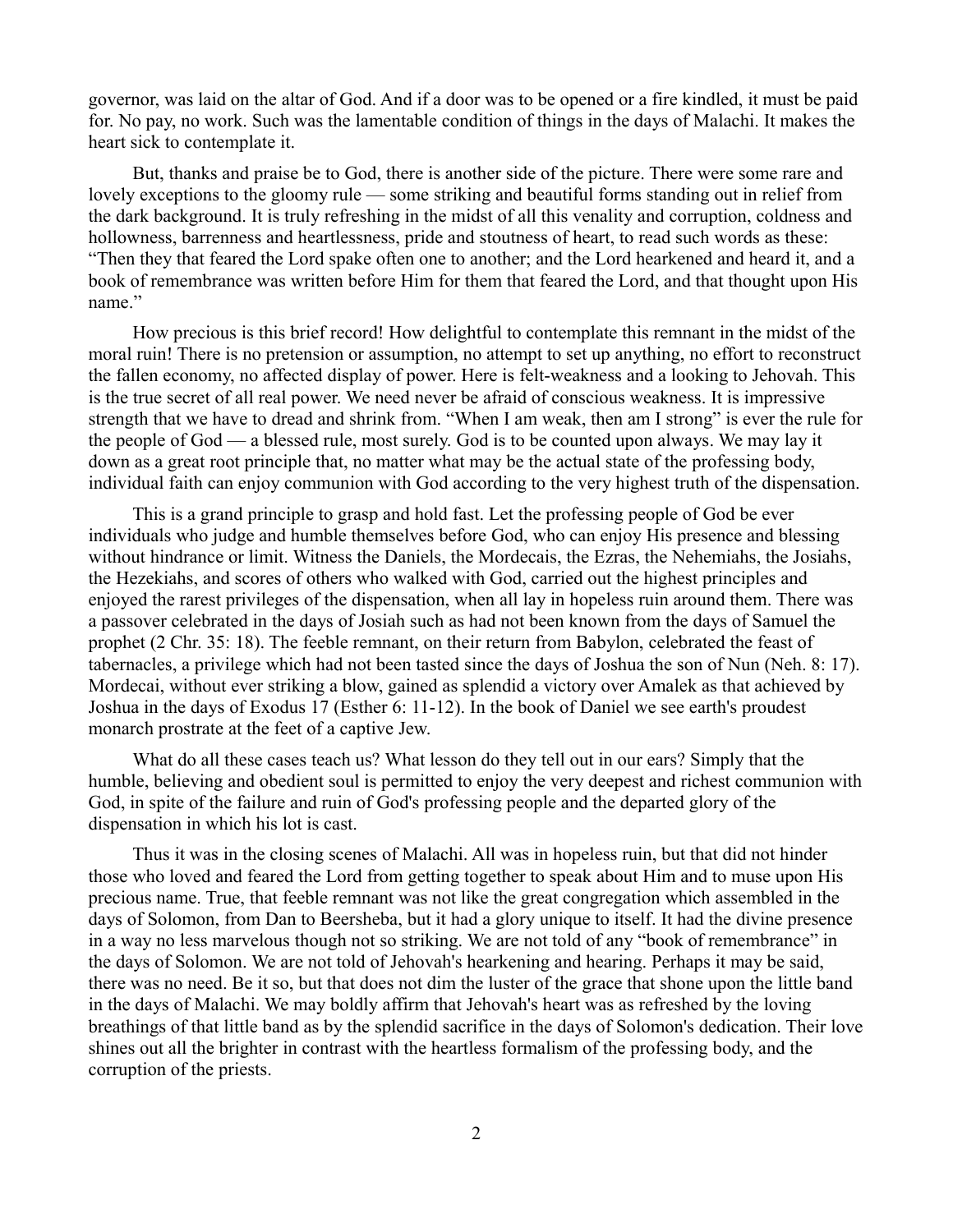governor, was laid on the altar of God. And if a door was to be opened or a fire kindled, it must be paid for. No pay, no work. Such was the lamentable condition of things in the days of Malachi. It makes the heart sick to contemplate it.

But, thanks and praise be to God, there is another side of the picture. There were some rare and lovely exceptions to the gloomy rule — some striking and beautiful forms standing out in relief from the dark background. It is truly refreshing in the midst of all this venality and corruption, coldness and hollowness, barrenness and heartlessness, pride and stoutness of heart, to read such words as these: "Then they that feared the Lord spake often one to another; and the Lord hearkened and heard it, and a book of remembrance was written before Him for them that feared the Lord, and that thought upon His name."

How precious is this brief record! How delightful to contemplate this remnant in the midst of the moral ruin! There is no pretension or assumption, no attempt to set up anything, no effort to reconstruct the fallen economy, no affected display of power. Here is felt-weakness and a looking to Jehovah. This is the true secret of all real power. We need never be afraid of conscious weakness. It is impressive strength that we have to dread and shrink from. "When I am weak, then am I strong" is ever the rule for the people of God — a blessed rule, most surely. God is to be counted upon always. We may lay it down as a great root principle that, no matter what may be the actual state of the professing body, individual faith can enjoy communion with God according to the very highest truth of the dispensation.

This is a grand principle to grasp and hold fast. Let the professing people of God be ever individuals who judge and humble themselves before God, who can enjoy His presence and blessing without hindrance or limit. Witness the Daniels, the Mordecais, the Ezras, the Nehemiahs, the Josiahs, the Hezekiahs, and scores of others who walked with God, carried out the highest principles and enjoyed the rarest privileges of the dispensation, when all lay in hopeless ruin around them. There was a passover celebrated in the days of Josiah such as had not been known from the days of Samuel the prophet (2 Chr. 35: 18). The feeble remnant, on their return from Babylon, celebrated the feast of tabernacles, a privilege which had not been tasted since the days of Joshua the son of Nun (Neh. 8: 17). Mordecai, without ever striking a blow, gained as splendid a victory over Amalek as that achieved by Joshua in the days of Exodus 17 (Esther 6: 11-12). In the book of Daniel we see earth's proudest monarch prostrate at the feet of a captive Jew.

What do all these cases teach us? What lesson do they tell out in our ears? Simply that the humble, believing and obedient soul is permitted to enjoy the very deepest and richest communion with God, in spite of the failure and ruin of God's professing people and the departed glory of the dispensation in which his lot is cast.

Thus it was in the closing scenes of Malachi. All was in hopeless ruin, but that did not hinder those who loved and feared the Lord from getting together to speak about Him and to muse upon His precious name. True, that feeble remnant was not like the great congregation which assembled in the days of Solomon, from Dan to Beersheba, but it had a glory unique to itself. It had the divine presence in a way no less marvelous though not so striking. We are not told of any "book of remembrance" in the days of Solomon. We are not told of Jehovah's hearkening and hearing. Perhaps it may be said, there was no need. Be it so, but that does not dim the luster of the grace that shone upon the little band in the days of Malachi. We may boldly affirm that Jehovah's heart was as refreshed by the loving breathings of that little band as by the splendid sacrifice in the days of Solomon's dedication. Their love shines out all the brighter in contrast with the heartless formalism of the professing body, and the corruption of the priests.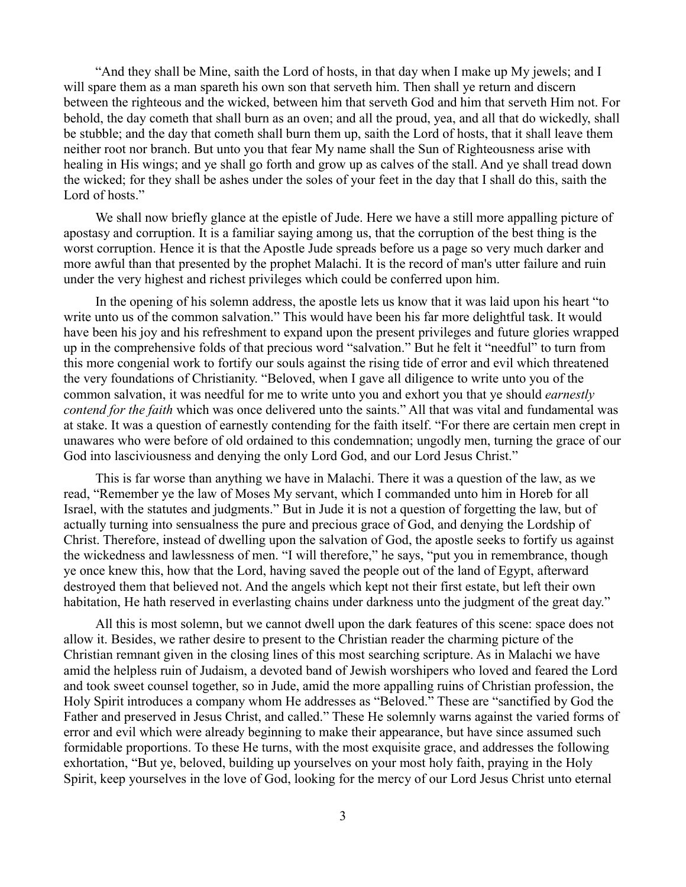"And they shall be Mine, saith the Lord of hosts, in that day when I make up My jewels; and I will spare them as a man spareth his own son that serveth him. Then shall ye return and discern between the righteous and the wicked, between him that serveth God and him that serveth Him not. For behold, the day cometh that shall burn as an oven; and all the proud, yea, and all that do wickedly, shall be stubble; and the day that cometh shall burn them up, saith the Lord of hosts, that it shall leave them neither root nor branch. But unto you that fear My name shall the Sun of Righteousness arise with healing in His wings; and ye shall go forth and grow up as calves of the stall. And ye shall tread down the wicked; for they shall be ashes under the soles of your feet in the day that I shall do this, saith the Lord of hosts."

We shall now briefly glance at the epistle of Jude. Here we have a still more appalling picture of apostasy and corruption. It is a familiar saying among us, that the corruption of the best thing is the worst corruption. Hence it is that the Apostle Jude spreads before us a page so very much darker and more awful than that presented by the prophet Malachi. It is the record of man's utter failure and ruin under the very highest and richest privileges which could be conferred upon him.

In the opening of his solemn address, the apostle lets us know that it was laid upon his heart "to write unto us of the common salvation." This would have been his far more delightful task. It would have been his joy and his refreshment to expand upon the present privileges and future glories wrapped up in the comprehensive folds of that precious word "salvation." But he felt it "needful" to turn from this more congenial work to fortify our souls against the rising tide of error and evil which threatened the very foundations of Christianity. "Beloved, when I gave all diligence to write unto you of the common salvation, it was needful for me to write unto you and exhort you that ye should *earnestly contend for the faith* which was once delivered unto the saints." All that was vital and fundamental was at stake. It was a question of earnestly contending for the faith itself. "For there are certain men crept in unawares who were before of old ordained to this condemnation; ungodly men, turning the grace of our God into lasciviousness and denying the only Lord God, and our Lord Jesus Christ."

This is far worse than anything we have in Malachi. There it was a question of the law, as we read, "Remember ye the law of Moses My servant, which I commanded unto him in Horeb for all Israel, with the statutes and judgments." But in Jude it is not a question of forgetting the law, but of actually turning into sensualness the pure and precious grace of God, and denying the Lordship of Christ. Therefore, instead of dwelling upon the salvation of God, the apostle seeks to fortify us against the wickedness and lawlessness of men. "I will therefore," he says, "put you in remembrance, though ye once knew this, how that the Lord, having saved the people out of the land of Egypt, afterward destroyed them that believed not. And the angels which kept not their first estate, but left their own habitation, He hath reserved in everlasting chains under darkness unto the judgment of the great day."

All this is most solemn, but we cannot dwell upon the dark features of this scene: space does not allow it. Besides, we rather desire to present to the Christian reader the charming picture of the Christian remnant given in the closing lines of this most searching scripture. As in Malachi we have amid the helpless ruin of Judaism, a devoted band of Jewish worshipers who loved and feared the Lord and took sweet counsel together, so in Jude, amid the more appalling ruins of Christian profession, the Holy Spirit introduces a company whom He addresses as "Beloved." These are "sanctified by God the Father and preserved in Jesus Christ, and called." These He solemnly warns against the varied forms of error and evil which were already beginning to make their appearance, but have since assumed such formidable proportions. To these He turns, with the most exquisite grace, and addresses the following exhortation, "But ye, beloved, building up yourselves on your most holy faith, praying in the Holy Spirit, keep yourselves in the love of God, looking for the mercy of our Lord Jesus Christ unto eternal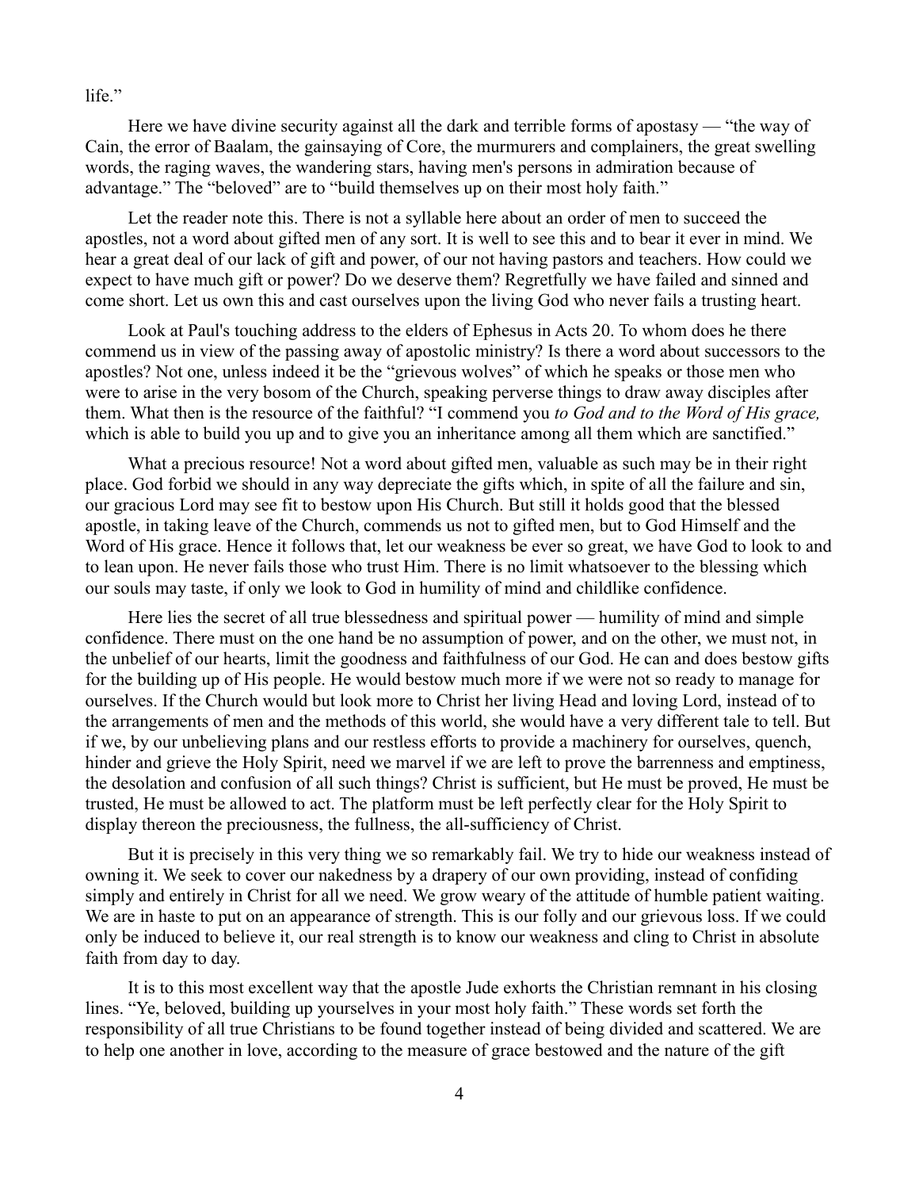life."

Here we have divine security against all the dark and terrible forms of apostasy — "the way of Cain, the error of Baalam, the gainsaying of Core, the murmurers and complainers, the great swelling words, the raging waves, the wandering stars, having men's persons in admiration because of advantage." The "beloved" are to "build themselves up on their most holy faith."

Let the reader note this. There is not a syllable here about an order of men to succeed the apostles, not a word about gifted men of any sort. It is well to see this and to bear it ever in mind. We hear a great deal of our lack of gift and power, of our not having pastors and teachers. How could we expect to have much gift or power? Do we deserve them? Regretfully we have failed and sinned and come short. Let us own this and cast ourselves upon the living God who never fails a trusting heart.

Look at Paul's touching address to the elders of Ephesus in Acts 20. To whom does he there commend us in view of the passing away of apostolic ministry? Is there a word about successors to the apostles? Not one, unless indeed it be the "grievous wolves" of which he speaks or those men who were to arise in the very bosom of the Church, speaking perverse things to draw away disciples after them. What then is the resource of the faithful? "I commend you *to God and to the Word of His grace,* which is able to build you up and to give you an inheritance among all them which are sanctified."

What a precious resource! Not a word about gifted men, valuable as such may be in their right place. God forbid we should in any way depreciate the gifts which, in spite of all the failure and sin, our gracious Lord may see fit to bestow upon His Church. But still it holds good that the blessed apostle, in taking leave of the Church, commends us not to gifted men, but to God Himself and the Word of His grace. Hence it follows that, let our weakness be ever so great, we have God to look to and to lean upon. He never fails those who trust Him. There is no limit whatsoever to the blessing which our souls may taste, if only we look to God in humility of mind and childlike confidence.

Here lies the secret of all true blessedness and spiritual power — humility of mind and simple confidence. There must on the one hand be no assumption of power, and on the other, we must not, in the unbelief of our hearts, limit the goodness and faithfulness of our God. He can and does bestow gifts for the building up of His people. He would bestow much more if we were not so ready to manage for ourselves. If the Church would but look more to Christ her living Head and loving Lord, instead of to the arrangements of men and the methods of this world, she would have a very different tale to tell. But if we, by our unbelieving plans and our restless efforts to provide a machinery for ourselves, quench, hinder and grieve the Holy Spirit, need we marvel if we are left to prove the barrenness and emptiness, the desolation and confusion of all such things? Christ is sufficient, but He must be proved, He must be trusted, He must be allowed to act. The platform must be left perfectly clear for the Holy Spirit to display thereon the preciousness, the fullness, the all-sufficiency of Christ.

But it is precisely in this very thing we so remarkably fail. We try to hide our weakness instead of owning it. We seek to cover our nakedness by a drapery of our own providing, instead of confiding simply and entirely in Christ for all we need. We grow weary of the attitude of humble patient waiting. We are in haste to put on an appearance of strength. This is our folly and our grievous loss. If we could only be induced to believe it, our real strength is to know our weakness and cling to Christ in absolute faith from day to day.

It is to this most excellent way that the apostle Jude exhorts the Christian remnant in his closing lines. "Ye, beloved, building up yourselves in your most holy faith." These words set forth the responsibility of all true Christians to be found together instead of being divided and scattered. We are to help one another in love, according to the measure of grace bestowed and the nature of the gift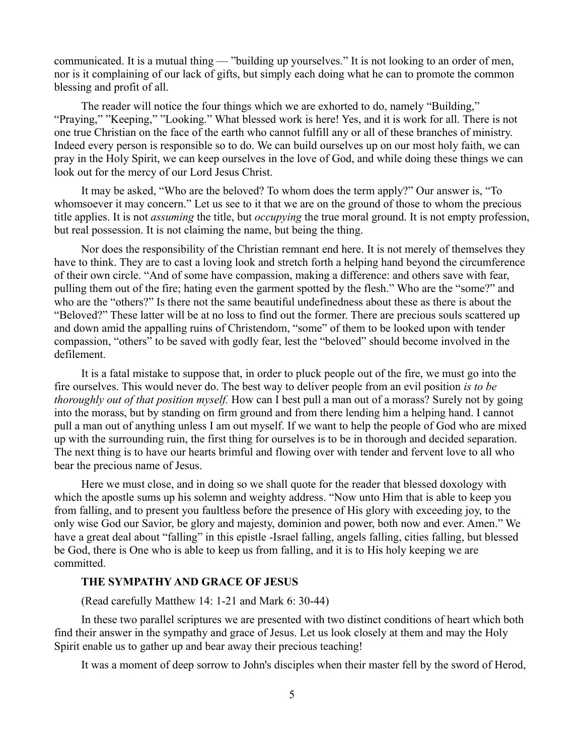communicated. It is a mutual thing — "building up yourselves." It is not looking to an order of men, nor is it complaining of our lack of gifts, but simply each doing what he can to promote the common blessing and profit of all.

The reader will notice the four things which we are exhorted to do, namely "Building," "Praying," "Keeping," "Looking." What blessed work is here! Yes, and it is work for all. There is not one true Christian on the face of the earth who cannot fulfill any or all of these branches of ministry. Indeed every person is responsible so to do. We can build ourselves up on our most holy faith, we can pray in the Holy Spirit, we can keep ourselves in the love of God, and while doing these things we can look out for the mercy of our Lord Jesus Christ.

It may be asked, "Who are the beloved? To whom does the term apply?" Our answer is, "To whomsoever it may concern." Let us see to it that we are on the ground of those to whom the precious title applies. It is not *assuming* the title, but *occupying* the true moral ground. It is not empty profession, but real possession. It is not claiming the name, but being the thing.

Nor does the responsibility of the Christian remnant end here. It is not merely of themselves they have to think. They are to cast a loving look and stretch forth a helping hand beyond the circumference of their own circle. "And of some have compassion, making a difference: and others save with fear, pulling them out of the fire; hating even the garment spotted by the flesh." Who are the "some?" and who are the "others?" Is there not the same beautiful undefinedness about these as there is about the "Beloved?" These latter will be at no loss to find out the former. There are precious souls scattered up and down amid the appalling ruins of Christendom, "some" of them to be looked upon with tender compassion, "others" to be saved with godly fear, lest the "beloved" should become involved in the defilement.

It is a fatal mistake to suppose that, in order to pluck people out of the fire, we must go into the fire ourselves. This would never do. The best way to deliver people from an evil position *is to be thoroughly out of that position myself.* How can I best pull a man out of a morass? Surely not by going into the morass, but by standing on firm ground and from there lending him a helping hand. I cannot pull a man out of anything unless I am out myself. If we want to help the people of God who are mixed up with the surrounding ruin, the first thing for ourselves is to be in thorough and decided separation. The next thing is to have our hearts brimful and flowing over with tender and fervent love to all who bear the precious name of Jesus.

Here we must close, and in doing so we shall quote for the reader that blessed doxology with which the apostle sums up his solemn and weighty address. "Now unto Him that is able to keep you from falling, and to present you faultless before the presence of His glory with exceeding joy, to the only wise God our Savior, be glory and majesty, dominion and power, both now and ever. Amen." We have a great deal about "falling" in this epistle -Israel falling, angels falling, cities falling, but blessed be God, there is One who is able to keep us from falling, and it is to His holy keeping we are committed.

## THE SYMPATHY AND GRACE OF JESUS

(Read carefully Matthew 14: 1-21 and Mark 6: 30-44)

In these two parallel scriptures we are presented with two distinct conditions of heart which both find their answer in the sympathy and grace of Jesus. Let us look closely at them and may the Holy Spirit enable us to gather up and bear away their precious teaching!

It was a moment of deep sorrow to John's disciples when their master fell by the sword of Herod,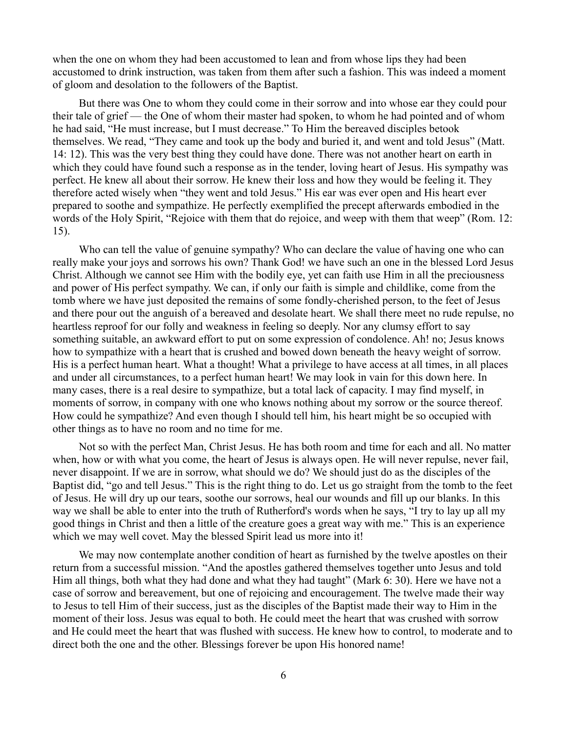when the one on whom they had been accustomed to lean and from whose lips they had been accustomed to drink instruction, was taken from them after such a fashion. This was indeed a moment of gloom and desolation to the followers of the Baptist.

But there was One to whom they could come in their sorrow and into whose ear they could pour their tale of grief — the One of whom their master had spoken, to whom he had pointed and of whom he had said, "He must increase, but I must decrease." To Him the bereaved disciples betook themselves. We read, "They came and took up the body and buried it, and went and told Jesus" (Matt. 14: 12). This was the very best thing they could have done. There was not another heart on earth in which they could have found such a response as in the tender, loving heart of Jesus. His sympathy was perfect. He knew all about their sorrow. He knew their loss and how they would be feeling it. They therefore acted wisely when "they went and told Jesus." His ear was ever open and His heart ever prepared to soothe and sympathize. He perfectly exemplified the precept afterwards embodied in the words of the Holy Spirit, "Rejoice with them that do rejoice, and weep with them that weep" (Rom. 12: 15).

Who can tell the value of genuine sympathy? Who can declare the value of having one who can really make your joys and sorrows his own? Thank God! we have such an one in the blessed Lord Jesus Christ. Although we cannot see Him with the bodily eye, yet can faith use Him in all the preciousness and power of His perfect sympathy. We can, if only our faith is simple and childlike, come from the tomb where we have just deposited the remains of some fondly-cherished person, to the feet of Jesus and there pour out the anguish of a bereaved and desolate heart. We shall there meet no rude repulse, no heartless reproof for our folly and weakness in feeling so deeply. Nor any clumsy effort to say something suitable, an awkward effort to put on some expression of condolence. Ah! no; Jesus knows how to sympathize with a heart that is crushed and bowed down beneath the heavy weight of sorrow. His is a perfect human heart. What a thought! What a privilege to have access at all times, in all places and under all circumstances, to a perfect human heart! We may look in vain for this down here. In many cases, there is a real desire to sympathize, but a total lack of capacity. I may find myself, in moments of sorrow, in company with one who knows nothing about my sorrow or the source thereof. How could he sympathize? And even though I should tell him, his heart might be so occupied with other things as to have no room and no time for me.

Not so with the perfect Man, Christ Jesus. He has both room and time for each and all. No matter when, how or with what you come, the heart of Jesus is always open. He will never repulse, never fail, never disappoint. If we are in sorrow, what should we do? We should just do as the disciples of the Baptist did, "go and tell Jesus." This is the right thing to do. Let us go straight from the tomb to the feet of Jesus. He will dry up our tears, soothe our sorrows, heal our wounds and fill up our blanks. In this way we shall be able to enter into the truth of Rutherford's words when he says, "I try to lay up all my good things in Christ and then a little of the creature goes a great way with me." This is an experience which we may well covet. May the blessed Spirit lead us more into it!

We may now contemplate another condition of heart as furnished by the twelve apostles on their return from a successful mission. "And the apostles gathered themselves together unto Jesus and told Him all things, both what they had done and what they had taught" (Mark 6: 30). Here we have not a case of sorrow and bereavement, but one of rejoicing and encouragement. The twelve made their way to Jesus to tell Him of their success, just as the disciples of the Baptist made their way to Him in the moment of their loss. Jesus was equal to both. He could meet the heart that was crushed with sorrow and He could meet the heart that was flushed with success. He knew how to control, to moderate and to direct both the one and the other. Blessings forever be upon His honored name!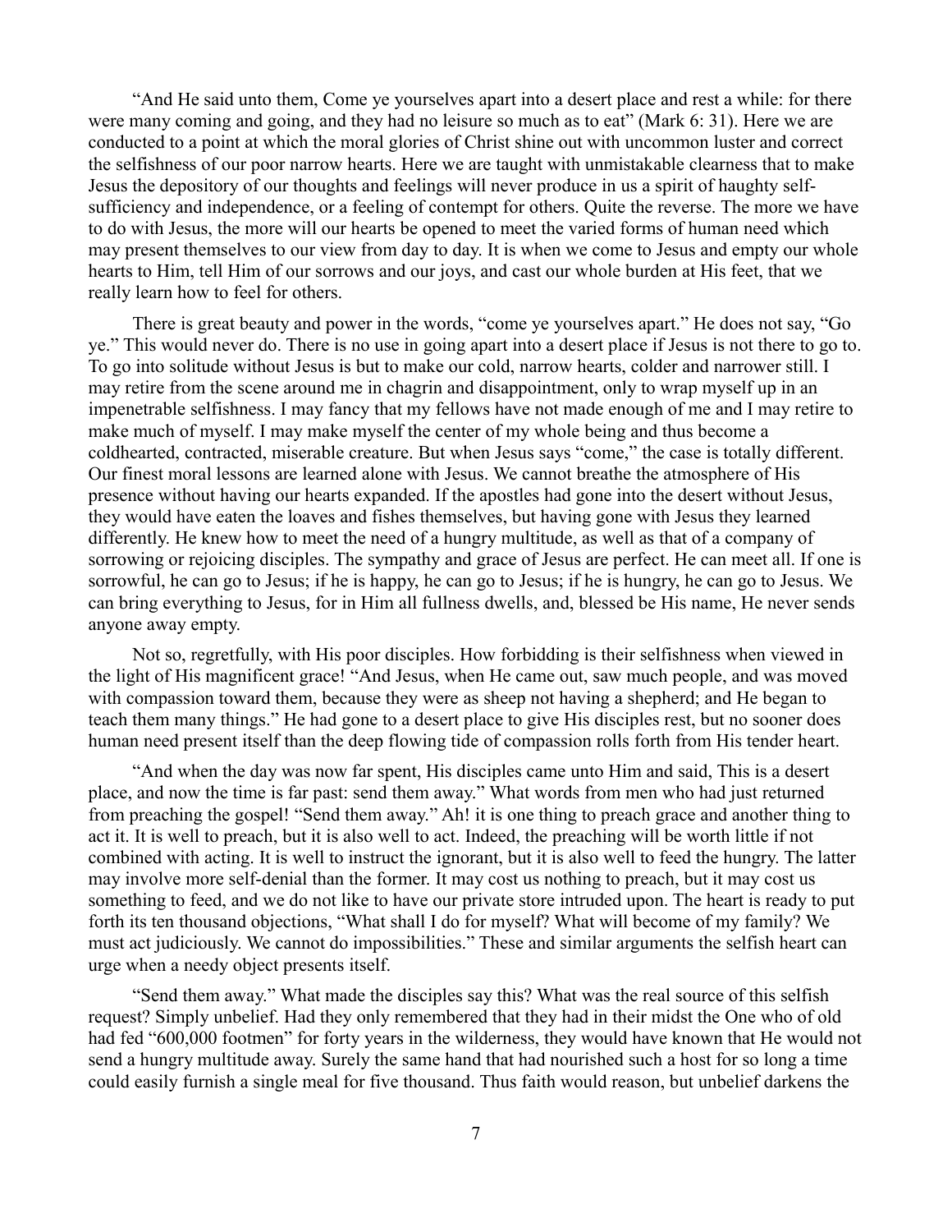"And He said unto them, Come ye yourselves apart into a desert place and rest a while: for there were many coming and going, and they had no leisure so much as to eat" (Mark 6: 31). Here we are conducted to a point at which the moral glories of Christ shine out with uncommon luster and correct the selfishness of our poor narrow hearts. Here we are taught with unmistakable clearness that to make Jesus the depository of our thoughts and feelings will never produce in us a spirit of haughty self-sufficiency and independence, or a feeling of contempt for others. Quite the reverse. The more we have to do with Jesus, the more will our hearts be opened to meet the varied forms of human need which may present themselves to our view from day to day. It is when we come to Jesus and empty our whole hearts to Him, tell Him of our sorrows and our joys, and cast our whole burden at His feet, that we really learn how to feel for others.

There is great beauty and power in the words, "come ye yourselves apart." He does not say, "Go ye." This would never do. There is no use in going apart into a desert place if Jesus is not there to go to. To go into solitude without Jesus is but to make our cold, narrow hearts, colder and narrower still. I may retire from the scene around me in chagrin and disappointment, only to wrap myself up in an impenetrable selfishness. I may fancy that my fellows have not made enough of me and I may retire to make much of myself. I may make myself the center of my whole being and thus become a coldhearted, contracted, miserable creature. But when Jesus says "come," the case is totally different. Our finest moral lessons are learned alone with Jesus. We cannot breathe the atmosphere of His presence without having our hearts expanded. If the apostles had gone into the desert without Jesus, they would have eaten the loaves and fishes themselves, but having gone with Jesus they learned differently. He knew how to meet the need of a hungry multitude, as well as that of a company of sorrowing or rejoicing disciples. The sympathy and grace of Jesus are perfect. He can meet all. If one is sorrowful, he can go to Jesus; if he is happy, he can go to Jesus; if he is hungry, he can go to Jesus. We can bring everything to Jesus, for in Him all fullness dwells, and, blessed be His name, He never sends anyone away empty.

Not so, regretfully, with His poor disciples. How forbidding is their selfishness when viewed in the light of His magnificent grace! "And Jesus, when He came out, saw much people, and was moved with compassion toward them, because they were as sheep not having a shepherd; and He began to teach them many things." He had gone to a desert place to give His disciples rest, but no sooner does human need present itself than the deep flowing tide of compassion rolls forth from His tender heart.

"And when the day was now far spent, His disciples came unto Him and said, This is a desert place, and now the time is far past: send them away." What words from men who had just returned from preaching the gospel! "Send them away." Ah! it is one thing to preach grace and another thing to act it. It is well to preach, but it is also well to act. Indeed, the preaching will be worth little if not combined with acting. It is well to instruct the ignorant, but it is also well to feed the hungry. The latter may involve more self-denial than the former. It may cost us nothing to preach, but it may cost us something to feed, and we do not like to have our private store intruded upon. The heart is ready to put forth its ten thousand objections, "What shall I do for myself? What will become of my family? We must act judiciously. We cannot do impossibilities." These and similar arguments the selfish heart can urge when a needy object presents itself.

"Send them away." What made the disciples say this? What was the real source of this selfish request? Simply unbelief. Had they only remembered that they had in their midst the One who of old had fed "600,000 footmen" for forty years in the wilderness, they would have known that He would not send a hungry multitude away. Surely the same hand that had nourished such a host for so long a time could easily furnish a single meal for five thousand. Thus faith would reason, but unbelief darkens the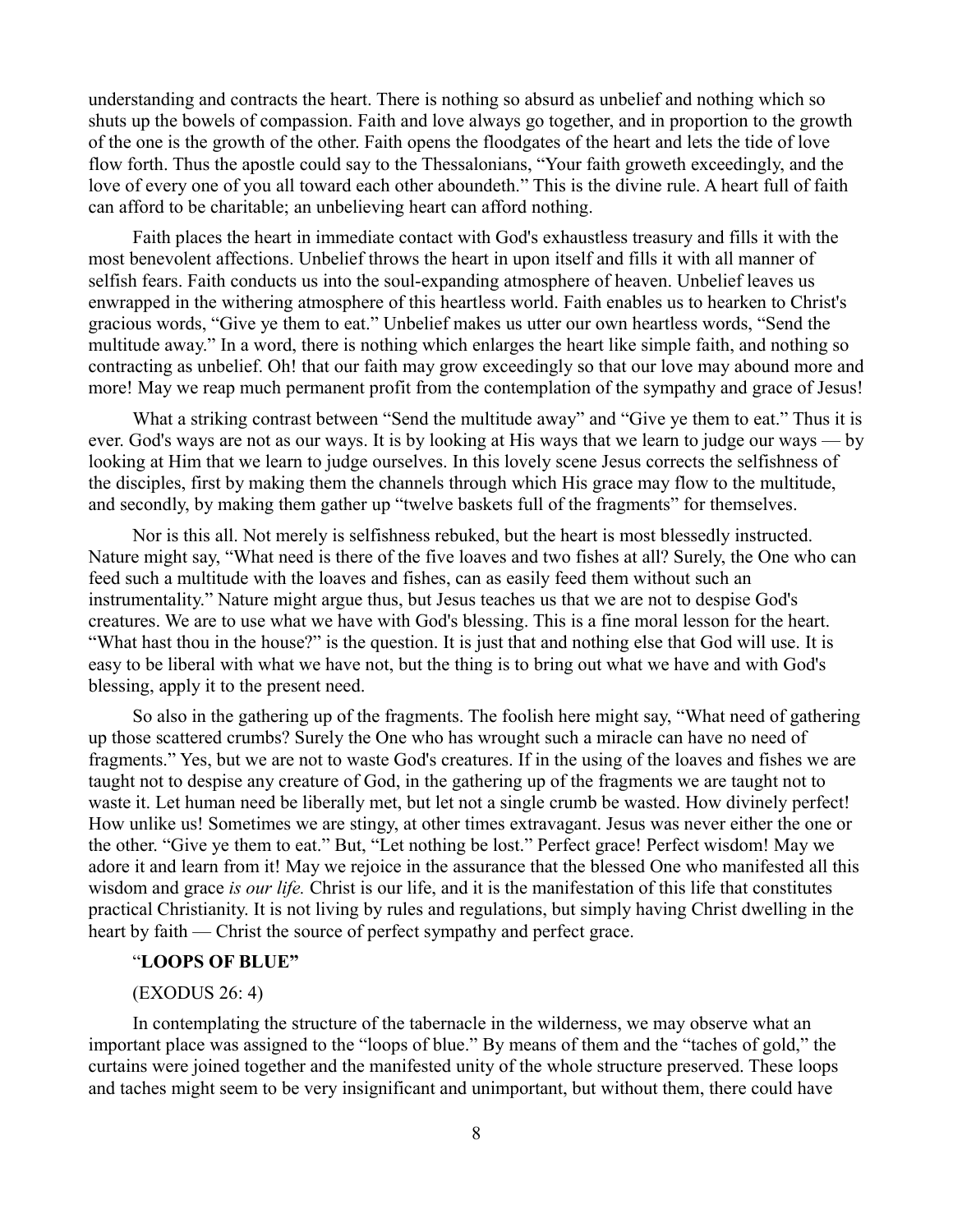understanding and contracts the heart. There is nothing so absurd as unbelief and nothing which so shuts up the bowels of compassion. Faith and love always go together, and in proportion to the growth of the one is the growth of the other. Faith opens the floodgates of the heart and lets the tide of love flow forth. Thus the apostle could say to the Thessalonians, "Your faith groweth exceedingly, and the love of every one of you all toward each other aboundeth." This is the divine rule. A heart full of faith can afford to be charitable; an unbelieving heart can afford nothing.

Faith places the heart in immediate contact with God's exhaustless treasury and fills it with the most benevolent affections. Unbelief throws the heart in upon itself and fills it with all manner of selfish fears. Faith conducts us into the soul-expanding atmosphere of heaven. Unbelief leaves us enwrapped in the withering atmosphere of this heartless world. Faith enables us to hearken to Christ's gracious words, "Give ye them to eat." Unbelief makes us utter our own heartless words, "Send the multitude away." In a word, there is nothing which enlarges the heart like simple faith, and nothing so contracting as unbelief. Oh! that our faith may grow exceedingly so that our love may abound more and more! May we reap much permanent profit from the contemplation of the sympathy and grace of Jesus!

What a striking contrast between "Send the multitude away" and "Give ye them to eat." Thus it is ever. God's ways are not as our ways. It is by looking at His ways that we learn to judge our ways — by looking at Him that we learn to judge ourselves. In this lovely scene Jesus corrects the selfishness of the disciples, first by making them the channels through which His grace may flow to the multitude, and secondly, by making them gather up "twelve baskets full of the fragments" for themselves.

Nor is this all. Not merely is selfishness rebuked, but the heart is most blessedly instructed. Nature might say, "What need is there of the five loaves and two fishes at all? Surely, the One who can feed such a multitude with the loaves and fishes, can as easily feed them without such an instrumentality." Nature might argue thus, but Jesus teaches us that we are not to despise God's creatures. We are to use what we have with God's blessing. This is a fine moral lesson for the heart. "What hast thou in the house?" is the question. It is just that and nothing else that God will use. It is easy to be liberal with what we have not, but the thing is to bring out what we have and with God's blessing, apply it to the present need.

So also in the gathering up of the fragments. The foolish here might say, "What need of gathering up those scattered crumbs? Surely the One who has wrought such a miracle can have no need of fragments." Yes, but we are not to waste God's creatures. If in the using of the loaves and fishes we are taught not to despise any creature of God, in the gathering up of the fragments we are taught not to waste it. Let human need be liberally met, but let not a single crumb be wasted. How divinely perfect! How unlike us! Sometimes we are stingy, at other times extravagant. Jesus was never either the one or the other. "Give ye them to eat." But, "Let nothing be lost." Perfect grace! Perfect wisdom! May we adore it and learn from it! May we rejoice in the assurance that the blessed One who manifested all this wisdom and grace *is our life.* Christ is our life, and it is the manifestation of this life that constitutes practical Christianity. It is not living by rules and regulations, but simply having Christ dwelling in the heart by faith — Christ the source of perfect sympathy and perfect grace.

## "LOOPS OF BLUE"

(EXODUS 26: 4)

In contemplating the structure of the tabernacle in the wilderness, we may observe what an important place was assigned to the "loops of blue." By means of them and the "taches of gold," the curtains were joined together and the manifested unity of the whole structure preserved. These loops and taches might seem to be very insignificant and unimportant, but without them, there could have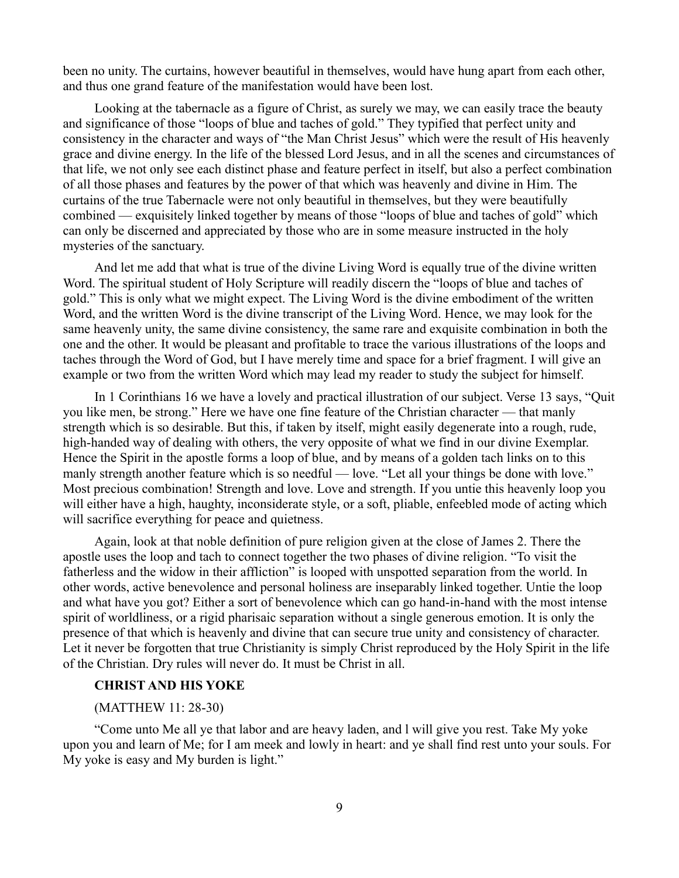been no unity. The curtains, however beautiful in themselves, would have hung apart from each other, and thus one grand feature of the manifestation would have been lost.

Looking at the tabernacle as a figure of Christ, as surely we may, we can easily trace the beauty and significance of those "loops of blue and taches of gold." They typified that perfect unity and consistency in the character and ways of "the Man Christ Jesus" which were the result of His heavenly grace and divine energy. In the life of the blessed Lord Jesus, and in all the scenes and circumstances of that life, we not only see each distinct phase and feature perfect in itself, but also a perfect combination of all those phases and features by the power of that which was heavenly and divine in Him. The curtains of the true Tabernacle were not only beautiful in themselves, but they were beautifully combined — exquisitely linked together by means of those "loops of blue and taches of gold" which can only be discerned and appreciated by those who are in some measure instructed in the holy mysteries of the sanctuary.

And let me add that what is true of the divine Living Word is equally true of the divine written Word. The spiritual student of Holy Scripture will readily discern the "loops of blue and taches of gold." This is only what we might expect. The Living Word is the divine embodiment of the written Word, and the written Word is the divine transcript of the Living Word. Hence, we may look for the same heavenly unity, the same divine consistency, the same rare and exquisite combination in both the one and the other. It would be pleasant and profitable to trace the various illustrations of the loops and taches through the Word of God, but I have merely time and space for a brief fragment. I will give an example or two from the written Word which may lead my reader to study the subject for himself.

In 1 Corinthians 16 we have a lovely and practical illustration of our subject. Verse 13 says, "Quit you like men, be strong." Here we have one fine feature of the Christian character — that manly strength which is so desirable. But this, if taken by itself, might easily degenerate into a rough, rude, high-handed way of dealing with others, the very opposite of what we find in our divine Exemplar. Hence the Spirit in the apostle forms a loop of blue, and by means of a golden tach links on to this manly strength another feature which is so needful — love. "Let all your things be done with love." Most precious combination! Strength and love. Love and strength. If you untie this heavenly loop you will either have a high, haughty, inconsiderate style, or a soft, pliable, enfeebled mode of acting which will sacrifice everything for peace and quietness.

Again, look at that noble definition of pure religion given at the close of James 2. There the apostle uses the loop and tach to connect together the two phases of divine religion. "To visit the fatherless and the widow in their affliction" is looped with unspotted separation from the world. In other words, active benevolence and personal holiness are inseparably linked together. Untie the loop and what have you got? Either a sort of benevolence which can go hand-in-hand with the most intense spirit of worldliness, or a rigid pharisaic separation without a single generous emotion. It is only the presence of that which is heavenly and divine that can secure true unity and consistency of character. Let it never be forgotten that true Christianity is simply Christ reproduced by the Holy Spirit in the life of the Christian. Dry rules will never do. It must be Christ in all.

**CHRIST AND HIS YOKE**

(MATTHEW 11: 28-30)

"Come unto Me all ye that labor and are heavy laden, and l will give you rest. Take My yoke upon you and learn of Me; for I am meek and lowly in heart: and ye shall find rest unto your souls. For My yoke is easy and My burden is light."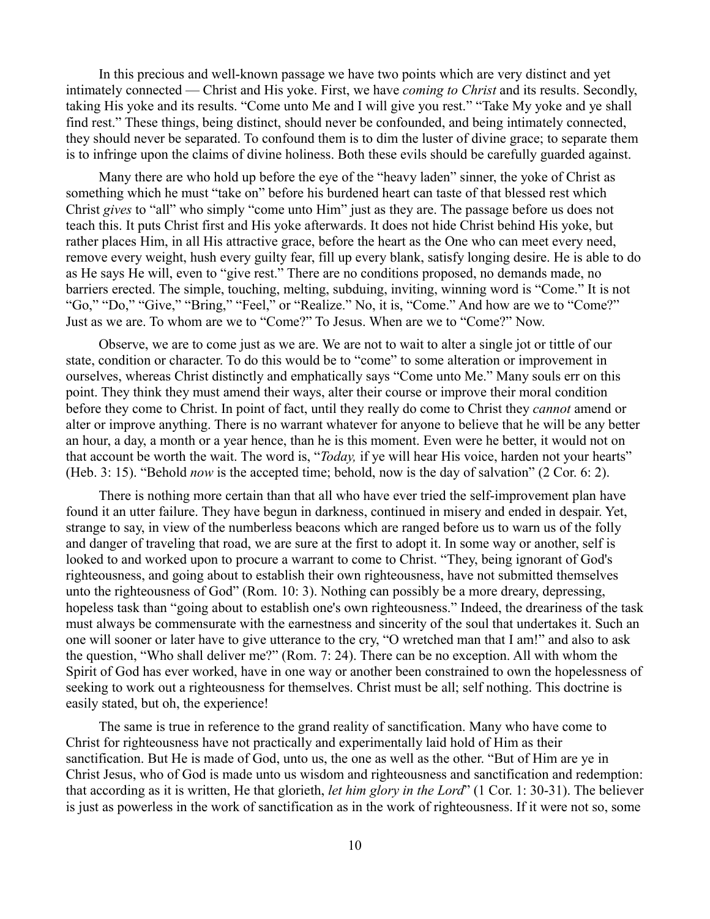In this precious and well-known passage we have two points which are very distinct and yet intimately connected — Christ and His yoke. First, we have *coming to Christ* and its results. Secondly, taking His yoke and its results. "Come unto Me and I will give you rest." "Take My yoke and ye shall find rest." These things, being distinct, should never be confounded, and being intimately connected, they should never be separated. To confound them is to dim the luster of divine grace; to separate them is to infringe upon the claims of divine holiness. Both these evils should be carefully guarded against.

Many there are who hold up before the eye of the "heavy laden" sinner, the yoke of Christ as something which he must "take on" before his burdened heart can taste of that blessed rest which Christ *gives* to "all" who simply "come unto Him" just as they are. The passage before us does not teach this. It puts Christ first and His yoke afterwards. It does not hide Christ behind His yoke, but rather places Him, in all His attractive grace, before the heart as the One who can meet every need, remove every weight, hush every guilty fear, fill up every blank, satisfy longing desire. He is able to do as He says He will, even to "give rest." There are no conditions proposed, no demands made, no barriers erected. The simple, touching, melting, subduing, inviting, winning word is "Come." It is not "Go," "Do," "Give," "Bring," "Feel," or "Realize." No, it is, "Come." And how are we to "Come?" Just as we are. To whom are we to "Come?" To Jesus. When are we to "Come?" Now.

Observe, we are to come just as we are. We are not to wait to alter a single jot or tittle of our state, condition or character. To do this would be to "come" to some alteration or improvement in ourselves, whereas Christ distinctly and emphatically says "Come unto Me." Many souls err on this point. They think they must amend their ways, alter their course or improve their moral condition before they come to Christ. In point of fact, until they really do come to Christ they *cannot* amend or alter or improve anything. There is no warrant whatever for anyone to believe that he will be any better an hour, a day, a month or a year hence, than he is this moment. Even were he better, it would not on that account be worth the wait. The word is, "*Today,* if ye will hear His voice, harden not your hearts" (Heb. 3: 15). "Behold *now* is the accepted time; behold, now is the day of salvation" (2 Cor. 6: 2).

There is nothing more certain than that all who have ever tried the self-improvement plan have found it an utter failure. They have begun in darkness, continued in misery and ended in despair. Yet, strange to say, in view of the numberless beacons which are ranged before us to warn us of the folly and danger of traveling that road, we are sure at the first to adopt it. In some way or another, self is looked to and worked upon to procure a warrant to come to Christ. "They, being ignorant of God's righteousness, and going about to establish their own righteousness, have not submitted themselves unto the righteousness of God" (Rom. 10: 3). Nothing can possibly be a more dreary, depressing, hopeless task than "going about to establish one's own righteousness." Indeed, the dreariness of the task must always be commensurate with the earnestness and sincerity of the soul that undertakes it. Such an one will sooner or later have to give utterance to the cry, "O wretched man that I am!" and also to ask the question, "Who shall deliver me?" (Rom. 7: 24). There can be no exception. All with whom the Spirit of God has ever worked, have in one way or another been constrained to own the hopelessness of seeking to work out a righteousness for themselves. Christ must be all; self nothing. This doctrine is easily stated, but oh, the experience!

The same is true in reference to the grand reality of sanctification. Many who have come to Christ for righteousness have not practically and experimentally laid hold of Him as their sanctification. But He is made of God, unto us, the one as well as the other. "But of Him are ye in Christ Jesus, who of God is made unto us wisdom and righteousness and sanctification and redemption: that according as it is written, He that glorieth, *let him glory in the Lord*" (1 Cor. 1: 30-31). The believer is just as powerless in the work of sanctification as in the work of righteousness. If it were not so, some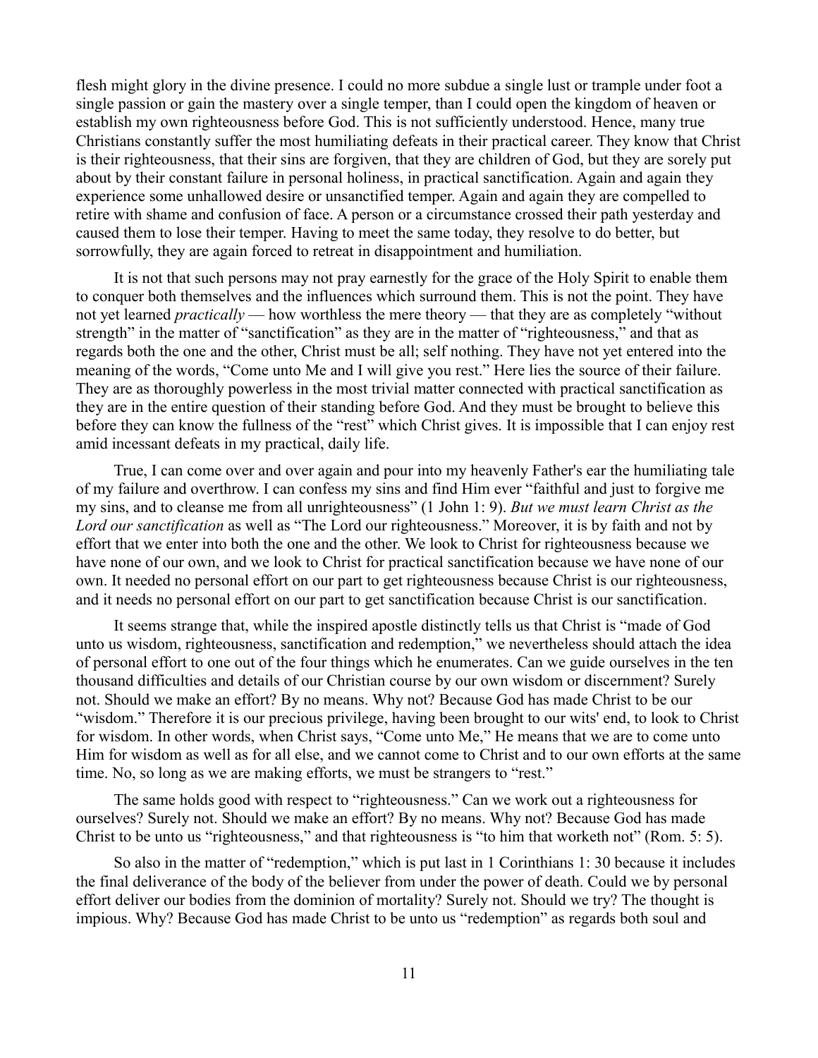flesh might glory in the divine presence. I could no more subdue a single lust or trample under foot a single passion or gain the mastery over a single temper, than I could open the kingdom of heaven or establish my own righteousness before God. This is not sufficiently understood. Hence, many true Christians constantly suffer the most humiliating defeats in their practical career. They know that Christ is their righteousness, that their sins are forgiven, that they are children of God, but they are sorely put about by their constant failure in personal holiness, in practical sanctification. Again and again they experience some unhallowed desire or unsanctified temper. Again and again they are compelled to retire with shame and confusion of face. A person or a circumstance crossed their path yesterday and caused them to lose their temper. Having to meet the same today, they resolve to do better, but sorrowfully, they are again forced to retreat in disappointment and humiliation.

It is not that such persons may not pray earnestly for the grace of the Holy Spirit to enable them to conquer both themselves and the influences which surround them. This is not the point. They have not yet learned *practically* — how worthless the mere theory — that they are as completely "without strength" in the matter of "sanctification" as they are in the matter of "righteousness," and that as regards both the one and the other, Christ must be all; self nothing. They have not yet entered into the meaning of the words, "Come unto Me and I will give you rest." Here lies the source of their failure. They are as thoroughly powerless in the most trivial matter connected with practical sanctification as they are in the entire question of their standing before God. And they must be brought to believe this before they can know the fullness of the "rest" which Christ gives. It is impossible that I can enjoy rest amid incessant defeats in my practical, daily life.

True, I can come over and over again and pour into my heavenly Father's ear the humiliating tale of my failure and overthrow. I can confess my sins and find Him ever "faithful and just to forgive me my sins, and to cleanse me from all unrighteousness" (1 John 1: 9). *But we must learn Christ as the Lord our sanctification* as well as "The Lord our righteousness." Moreover, it is by faith and not by effort that we enter into both the one and the other. We look to Christ for righteousness because we have none of our own, and we look to Christ for practical sanctification because we have none of our own. It needed no personal effort on our part to get righteousness because Christ is our righteousness, and it needs no personal effort on our part to get sanctification because Christ is our sanctification.

It seems strange that, while the inspired apostle distinctly tells us that Christ is "made of God unto us wisdom, righteousness, sanctification and redemption," we nevertheless should attach the idea of personal effort to one out of the four things which he enumerates. Can we guide ourselves in the ten thousand difficulties and details of our Christian course by our own wisdom or discernment? Surely not. Should we make an effort? By no means. Why not? Because God has made Christ to be our "wisdom." Therefore it is our precious privilege, having been brought to our wits' end, to look to Christ for wisdom. In other words, when Christ says, "Come unto Me," He means that we are to come unto Him for wisdom as well as for all else, and we cannot come to Christ and to our own efforts at the same time. No, so long as we are making efforts, we must be strangers to "rest."

The same holds good with respect to "righteousness." Can we work out a righteousness for ourselves? Surely not. Should we make an effort? By no means. Why not? Because God has made Christ to be unto us "righteousness," and that righteousness is "to him that worketh not" (Rom. 5: 5).

So also in the matter of "redemption," which is put last in 1 Corinthians 1: 30 because it includes the final deliverance of the body of the believer from under the power of death. Could we by personal effort deliver our bodies from the dominion of mortality? Surely not. Should we try? The thought is impious. Why? Because God has made Christ to be unto us "redemption" as regards both soul and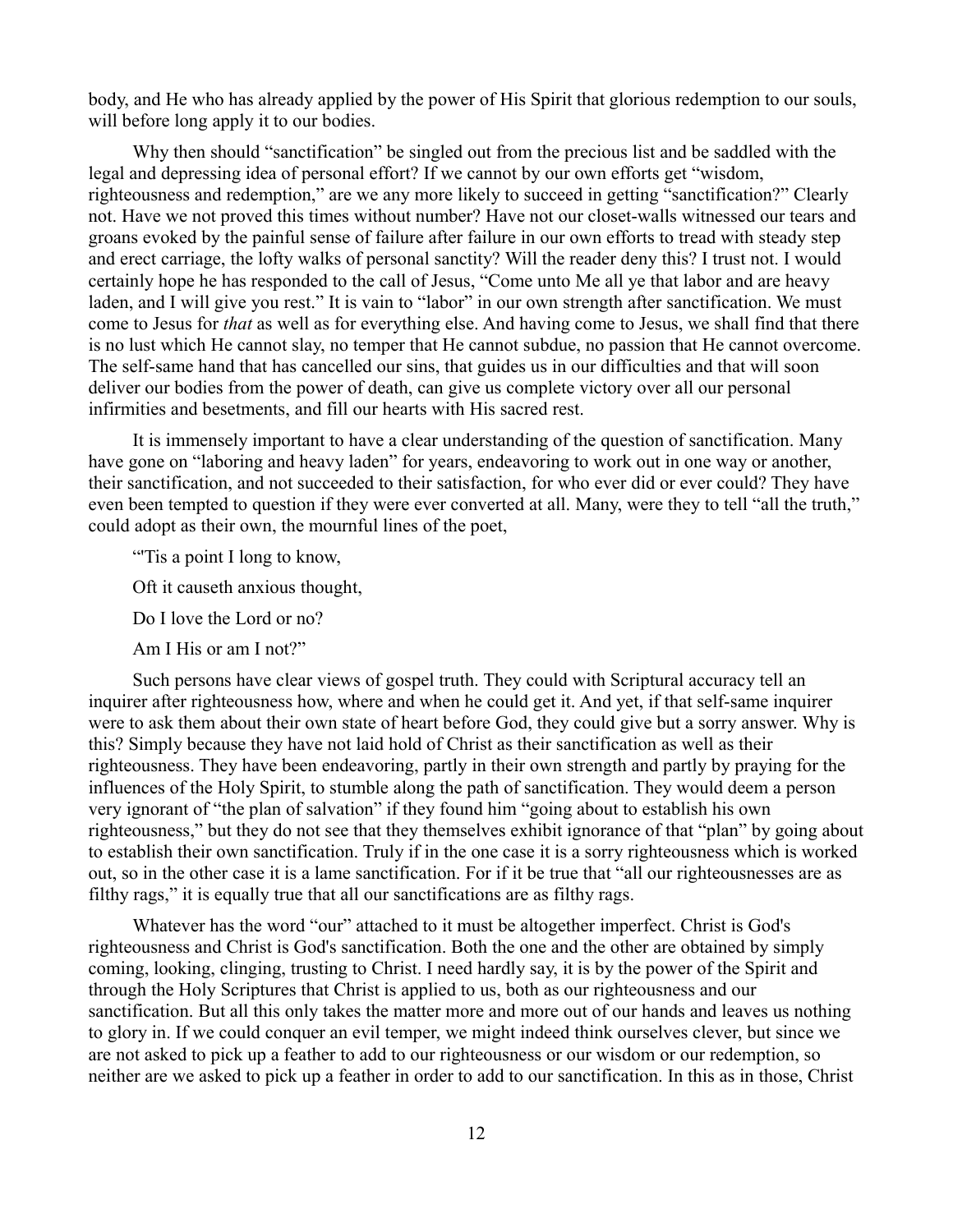body, and He who has already applied by the power of His Spirit that glorious redemption to our souls, will before long apply it to our bodies.

Why then should "sanctification" be singled out from the precious list and be saddled with the legal and depressing idea of personal effort? If we cannot by our own efforts get "wisdom, righteousness and redemption," are we any more likely to succeed in getting "sanctification?" Clearly not. Have we not proved this times without number? Have not our closet-walls witnessed our tears and groans evoked by the painful sense of failure after failure in our own efforts to tread with steady step and erect carriage, the lofty walks of personal sanctity? Will the reader deny this? I trust not. I would certainly hope he has responded to the call of Jesus, "Come unto Me all ye that labor and are heavy laden, and I will give you rest." It is vain to "labor" in our own strength after sanctification. We must come to Jesus for *that* as well as for everything else. And having come to Jesus, we shall find that there is no lust which He cannot slay, no temper that He cannot subdue, no passion that He cannot overcome. The self-same hand that has cancelled our sins, that guides us in our difficulties and that will soon deliver our bodies from the power of death, can give us complete victory over all our personal infirmities and besetments, and fill our hearts with His sacred rest.

It is immensely important to have a clear understanding of the question of sanctification. Many have gone on "laboring and heavy laden" for years, endeavoring to work out in one way or another, their sanctification, and not succeeded to their satisfaction, for who ever did or ever could? They have even been tempted to question if they were ever converted at all. Many, were they to tell "all the truth," could adopt as their own, the mournful lines of the poet,

"'Tis a point I long to know,

Oft it causeth anxious thought,

Do I love the Lord or no?

Am I His or am I not?"

Such persons have clear views of gospel truth. They could with Scriptural accuracy tell an inquirer after righteousness how, where and when he could get it. And yet, if that self-same inquirer were to ask them about their own state of heart before God, they could give but a sorry answer. Why is this? Simply because they have not laid hold of Christ as their sanctification as well as their righteousness. They have been endeavoring, partly in their own strength and partly by praying for the influences of the Holy Spirit, to stumble along the path of sanctification. They would deem a person very ignorant of "the plan of salvation" if they found him "going about to establish his own righteousness," but they do not see that they themselves exhibit ignorance of that "plan" by going about to establish their own sanctification. Truly if in the one case it is a sorry righteousness which is worked out, so in the other case it is a lame sanctification. For if it be true that "all our righteousnesses are as filthy rags," it is equally true that all our sanctifications are as filthy rags.

Whatever has the word "our" attached to it must be altogether imperfect. Christ is God's righteousness and Christ is God's sanctification. Both the one and the other are obtained by simply coming, looking, clinging, trusting to Christ. I need hardly say, it is by the power of the Spirit and through the Holy Scriptures that Christ is applied to us, both as our righteousness and our sanctification. But all this only takes the matter more and more out of our hands and leaves us nothing to glory in. If we could conquer an evil temper, we might indeed think ourselves clever, but since we are not asked to pick up a feather to add to our righteousness or our wisdom or our redemption, so neither are we asked to pick up a feather in order to add to our sanctification. In this as in those, Christ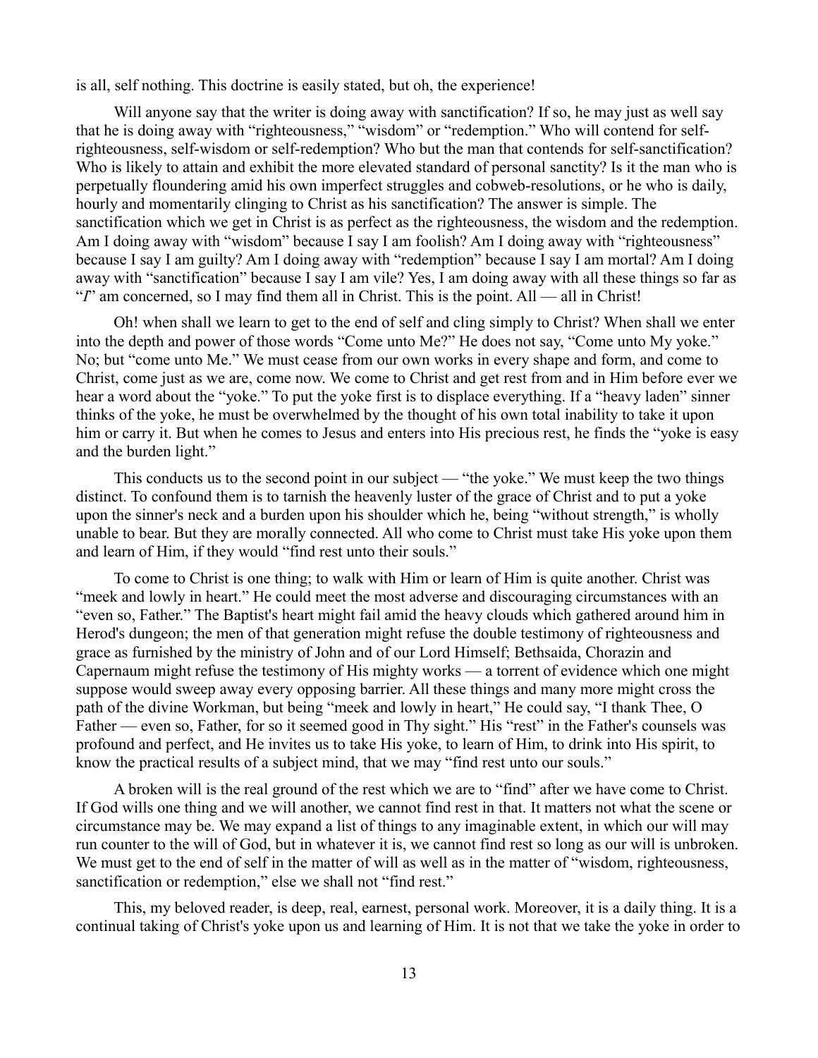is all, self nothing. This doctrine is easily stated, but oh, the experience!

Will anyone say that the writer is doing away with sanctification? If so, he may just as well say that he is doing away with "righteousness," "wisdom" or "redemption." Who will contend for self-righteousness, self-wisdom or self-redemption? Who but the man that contends for self-sanctification? Who is likely to attain and exhibit the more elevated standard of personal sanctity? Is it the man who is perpetually floundering amid his own imperfect struggles and cobweb-resolutions, or he who is daily, hourly and momentarily clinging to Christ as his sanctification? The answer is simple. The sanctification which we get in Christ is as perfect as the righteousness, the wisdom and the redemption. Am I doing away with "wisdom" because I say I am foolish? Am I doing away with "righteousness" because I say I am guilty? Am I doing away with "redemption" because I say I am mortal? Am I doing away with "sanctification" because I say I am vile? Yes, I am doing away with all these things so far as "*I*" am concerned, so I may find them all in Christ. This is the point. All — all in Christ!

Oh! when shall we learn to get to the end of self and cling simply to Christ? When shall we enter into the depth and power of those words "Come unto Me?" He does not say, "Come unto My yoke." No; but "come unto Me." We must cease from our own works in every shape and form, and come to Christ, come just as we are, come now. We come to Christ and get rest from and in Him before ever we hear a word about the "yoke." To put the yoke first is to displace everything. If a "heavy laden" sinner thinks of the yoke, he must be overwhelmed by the thought of his own total inability to take it upon him or carry it. But when he comes to Jesus and enters into His precious rest, he finds the "yoke is easy and the burden light."

This conducts us to the second point in our subject — "the yoke." We must keep the two things distinct. To confound them is to tarnish the heavenly luster of the grace of Christ and to put a yoke upon the sinner's neck and a burden upon his shoulder which he, being "without strength," is wholly unable to bear. But they are morally connected. All who come to Christ must take His yoke upon them and learn of Him, if they would "find rest unto their souls."

To come to Christ is one thing; to walk with Him or learn of Him is quite another. Christ was "meek and lowly in heart." He could meet the most adverse and discouraging circumstances with an "even so, Father." The Baptist's heart might fail amid the heavy clouds which gathered around him in Herod's dungeon; the men of that generation might refuse the double testimony of righteousness and grace as furnished by the ministry of John and of our Lord Himself; Bethsaida, Chorazin and Capernaum might refuse the testimony of His mighty works — a torrent of evidence which one might suppose would sweep away every opposing barrier. All these things and many more might cross the path of the divine Workman, but being "meek and lowly in heart," He could say, "I thank Thee, O Father — even so, Father, for so it seemed good in Thy sight." His "rest" in the Father's counsels was profound and perfect, and He invites us to take His yoke, to learn of Him, to drink into His spirit, to know the practical results of a subject mind, that we may "find rest unto our souls."

A broken will is the real ground of the rest which we are to "find" after we have come to Christ. If God wills one thing and we will another, we cannot find rest in that. It matters not what the scene or circumstance may be. We may expand a list of things to any imaginable extent, in which our will may run counter to the will of God, but in whatever it is, we cannot find rest so long as our will is unbroken. We must get to the end of self in the matter of will as well as in the matter of "wisdom, righteousness, sanctification or redemption," else we shall not "find rest."

This, my beloved reader, is deep, real, earnest, personal work. Moreover, it is a daily thing. It is a continual taking of Christ's yoke upon us and learning of Him. It is not that we take the yoke in order to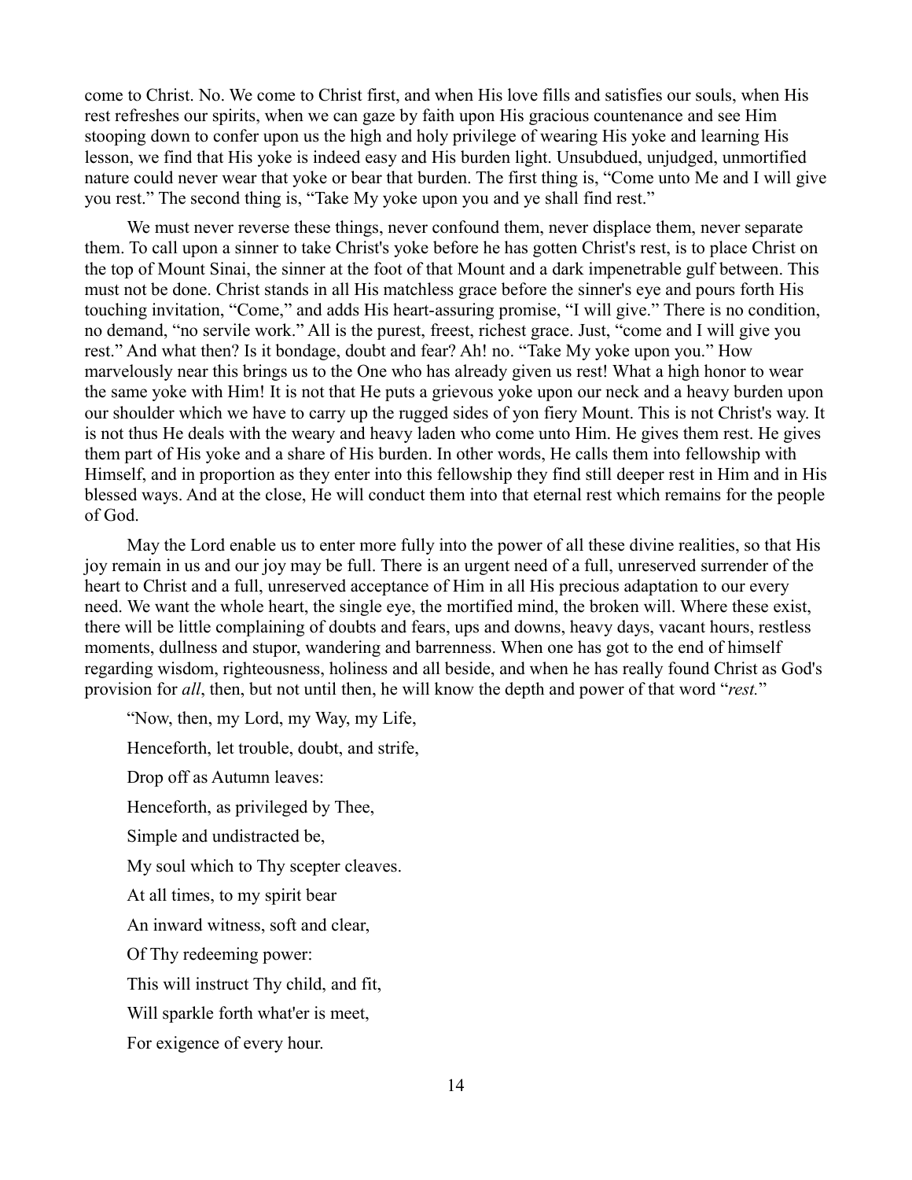come to Christ. No. We come to Christ first, and when His love fills and satisfies our souls, when His rest refreshes our spirits, when we can gaze by faith upon His gracious countenance and see Him stooping down to confer upon us the high and holy privilege of wearing His yoke and learning His lesson, we find that His yoke is indeed easy and His burden light. Unsubdued, unjudged, unmortified nature could never wear that yoke or bear that burden. The first thing is, "Come unto Me and I will give you rest." The second thing is, "Take My yoke upon you and ye shall find rest."

We must never reverse these things, never confound them, never displace them, never separate them. To call upon a sinner to take Christ's yoke before he has gotten Christ's rest, is to place Christ on the top of Mount Sinai, the sinner at the foot of that Mount and a dark impenetrable gulf between. This must not be done. Christ stands in all His matchless grace before the sinner's eye and pours forth His touching invitation, "Come," and adds His heart-assuring promise, "I will give." There is no condition, no demand, "no servile work." All is the purest, freest, richest grace. Just, "come and I will give you rest." And what then? Is it bondage, doubt and fear? Ah! no. "Take My yoke upon you." How marvelously near this brings us to the One who has already given us rest! What a high honor to wear the same yoke with Him! It is not that He puts a grievous yoke upon our neck and a heavy burden upon our shoulder which we have to carry up the rugged sides of yon fiery Mount. This is not Christ's way. It is not thus He deals with the weary and heavy laden who come unto Him. He gives them rest. He gives them part of His yoke and a share of His burden. In other words, He calls them into fellowship with Himself, and in proportion as they enter into this fellowship they find still deeper rest in Him and in His blessed ways. And at the close, He will conduct them into that eternal rest which remains for the people of God.

May the Lord enable us to enter more fully into the power of all these divine realities, so that His joy remain in us and our joy may be full. There is an urgent need of a full, unreserved surrender of the heart to Christ and a full, unreserved acceptance of Him in all His precious adaptation to our every need. We want the whole heart, the single eye, the mortified mind, the broken will. Where these exist, there will be little complaining of doubts and fears, ups and downs, heavy days, vacant hours, restless moments, dullness and stupor, wandering and barrenness. When one has got to the end of himself regarding wisdom, righteousness, holiness and all beside, and when he has really found Christ as God's provision for *all*, then, but not until then, he will know the depth and power of that word "*rest.*"

"Now, then, my Lord, my Way, my Life,

Henceforth, let trouble, doubt, and strife,

Drop off as Autumn leaves:

Henceforth, as privileged by Thee,

Simple and undistracted be,

My soul which to Thy scepter cleaves.

At all times, to my spirit bear

An inward witness, soft and clear,

Of Thy redeeming power:

This will instruct Thy child, and fit,

Will sparkle forth what'er is meet,

For exigence of every hour.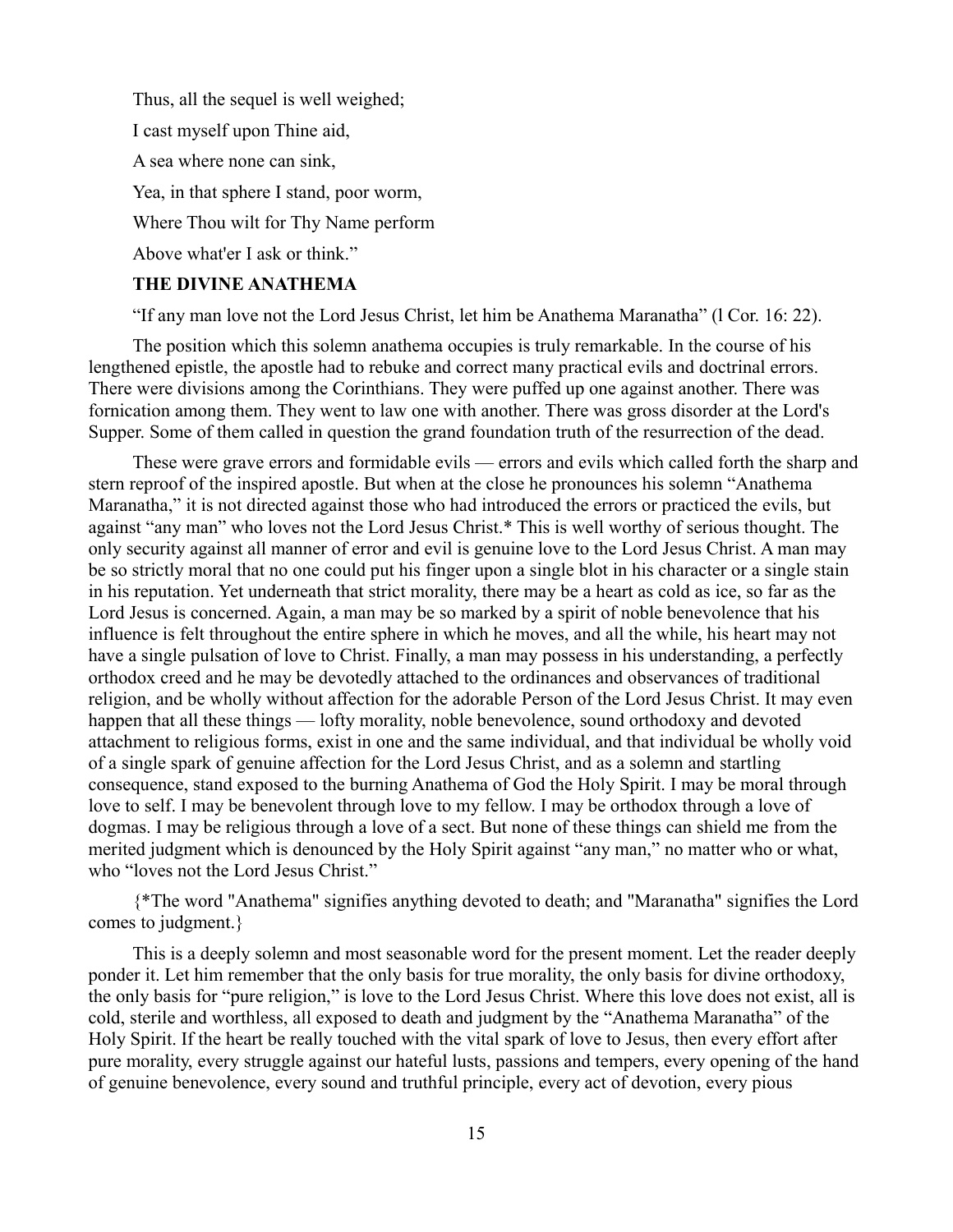Thus, all the sequel is well weighed;

I cast myself upon Thine aid,

A sea where none can sink,

Yea, in that sphere I stand, poor worm,

Where Thou wilt for Thy Name perform

Above what'er I ask or think."

**THE DIVINE ANATHEMA**

"If any man love not the Lord Jesus Christ, let him be Anathema Maranatha" (l Cor. 16: 22).

The position which this solemn anathema occupies is truly remarkable. In the course of his lengthened epistle, the apostle had to rebuke and correct many practical evils and doctrinal errors. There were divisions among the Corinthians. They were puffed up one against another. There was fornication among them. They went to law one with another. There was gross disorder at the Lord's Supper. Some of them called in question the grand foundation truth of the resurrection of the dead.

These were grave errors and formidable evils — errors and evils which called forth the sharp and stern reproof of the inspired apostle. But when at the close he pronounces his solemn "Anathema Maranatha," it is not directed against those who had introduced the errors or practiced the evils, but against "any man" who loves not the Lord Jesus Christ.* This is well worthy of serious thought. The only security against all manner of error and evil is genuine love to the Lord Jesus Christ. A man may be so strictly moral that no one could put his finger upon a single blot in his character or a single stain in his reputation. Yet underneath that strict morality, there may be a heart as cold as ice, so far as the Lord Jesus is concerned. Again, a man may be so marked by a spirit of noble benevolence that his influence is felt throughout the entire sphere in which he moves, and all the while, his heart may not have a single pulsation of love to Christ. Finally, a man may possess in his understanding, a perfectly orthodox creed and he may be devotedly attached to the ordinances and observances of traditional religion, and be wholly without affection for the adorable Person of the Lord Jesus Christ. It may even happen that all these things — lofty morality, noble benevolence, sound orthodoxy and devoted attachment to religious forms, exist in one and the same individual, and that individual be wholly void of a single spark of genuine affection for the Lord Jesus Christ, and as a solemn and startling consequence, stand exposed to the burning Anathema of God the Holy Spirit. I may be moral through love to self. I may be benevolent through love to my fellow. I may be orthodox through a love of dogmas. I may be religious through a love of a sect. But none of these things can shield me from the merited judgment which is denounced by the Holy Spirit against "any man," no matter who or what, who "loves not the Lord Jesus Christ."

{*The word "Anathema" signifies anything devoted to death; and "Maranatha" signifies the Lord comes to judgment.}

This is a deeply solemn and most seasonable word for the present moment. Let the reader deeply ponder it. Let him remember that the only basis for true morality, the only basis for divine orthodoxy, the only basis for "pure religion," is love to the Lord Jesus Christ. Where this love does not exist, all is cold, sterile and worthless, all exposed to death and judgment by the "Anathema Maranatha" of the Holy Spirit. If the heart be really touched with the vital spark of love to Jesus, then every effort after pure morality, every struggle against our hateful lusts, passions and tempers, every opening of the hand of genuine benevolence, every sound and truthful principle, every act of devotion, every pious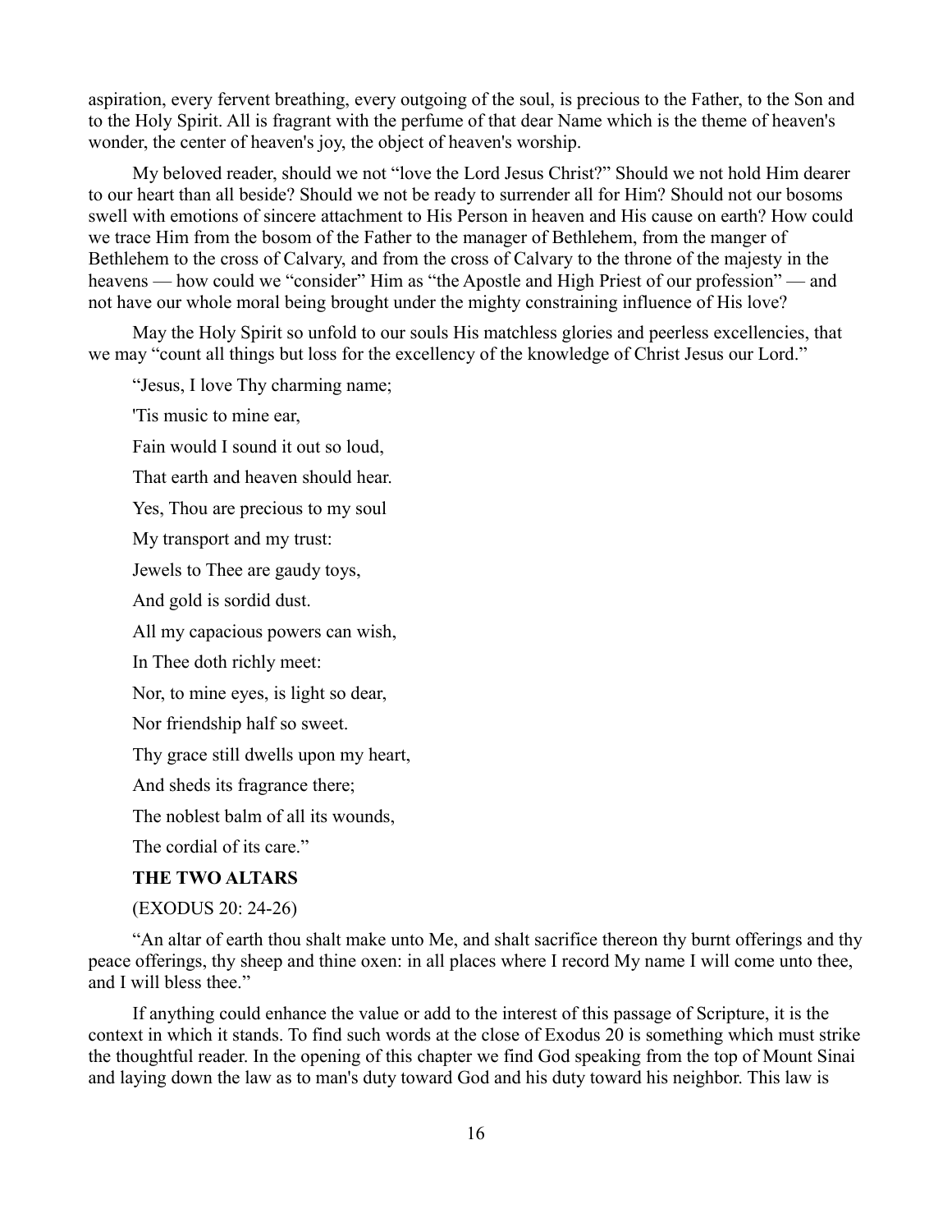aspiration, every fervent breathing, every outgoing of the soul, is precious to the Father, to the Son and to the Holy Spirit. All is fragrant with the perfume of that dear Name which is the theme of heaven's wonder, the center of heaven's joy, the object of heaven's worship.

My beloved reader, should we not "love the Lord Jesus Christ?" Should we not hold Him dearer to our heart than all beside? Should we not be ready to surrender all for Him? Should not our bosoms swell with emotions of sincere attachment to His Person in heaven and His cause on earth? How could we trace Him from the bosom of the Father to the manager of Bethlehem, from the manger of Bethlehem to the cross of Calvary, and from the cross of Calvary to the throne of the majesty in the heavens — how could we "consider" Him as "the Apostle and High Priest of our profession" — and not have our whole moral being brought under the mighty constraining influence of His love?

May the Holy Spirit so unfold to our souls His matchless glories and peerless excellencies, that we may "count all things but loss for the excellency of the knowledge of Christ Jesus our Lord."

"Jesus, I love Thy charming name;

'Tis music to mine ear,

Fain would I sound it out so loud,

That earth and heaven should hear.

Yes, Thou are precious to my soul

My transport and my trust:

Jewels to Thee are gaudy toys,

And gold is sordid dust.

All my capacious powers can wish,

In Thee doth richly meet:

Nor, to mine eyes, is light so dear,

Nor friendship half so sweet.

Thy grace still dwells upon my heart,

And sheds its fragrance there;

The noblest balm of all its wounds,

The cordial of its care."

## THE TWO ALTARS

(EXODUS 20: 24-26)

"An altar of earth thou shalt make unto Me, and shalt sacrifice thereon thy burnt offerings and thy peace offerings, thy sheep and thine oxen: in all places where I record My name I will come unto thee, and I will bless thee."

If anything could enhance the value or add to the interest of this passage of Scripture, it is the context in which it stands. To find such words at the close of Exodus 20 is something which must strike the thoughtful reader. In the opening of this chapter we find God speaking from the top of Mount Sinai and laying down the law as to man's duty toward God and his duty toward his neighbor. This law is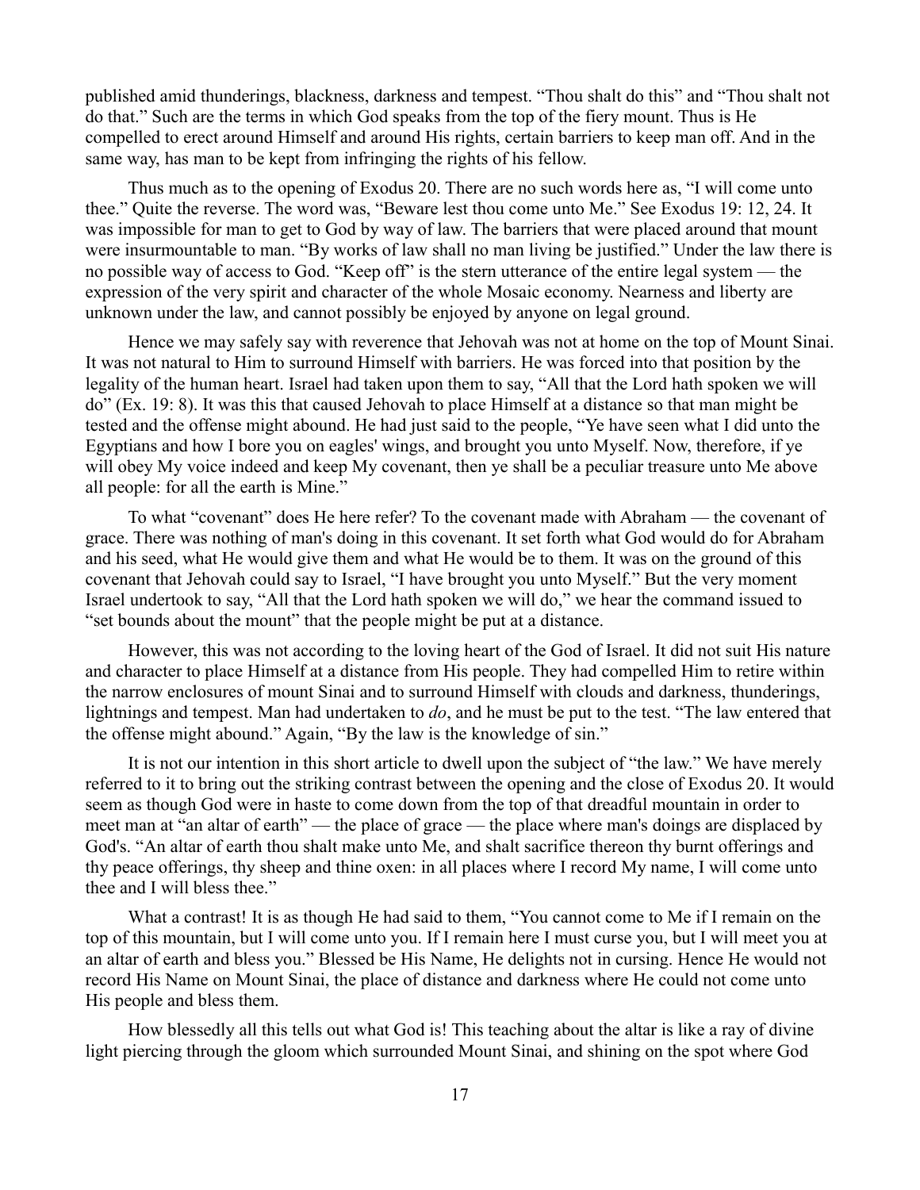published amid thunderings, blackness, darkness and tempest. “Thou shalt do this” and “Thou shalt not do that.” Such are the terms in which God speaks from the top of the fiery mount. Thus is He compelled to erect around Himself and around His rights, certain barriers to keep man off. And in the same way, has man to be kept from infringing the rights of his fellow.

Thus much as to the opening of Exodus 20. There are no such words here as, “I will come unto thee.” Quite the reverse. The word was, “Beware lest thou come unto Me.” See Exodus 19: 12, 24. It was impossible for man to get to God by way of law. The barriers that were placed around that mount were insurmountable to man. “By works of law shall no man living be justified.” Under the law there is no possible way of access to God. “Keep off” is the stern utterance of the entire legal system — the expression of the very spirit and character of the whole Mosaic economy. Nearness and liberty are unknown under the law, and cannot possibly be enjoyed by anyone on legal ground.

Hence we may safely say with reverence that Jehovah was not at home on the top of Mount Sinai. It was not natural to Him to surround Himself with barriers. He was forced into that position by the legality of the human heart. Israel had taken upon them to say, “All that the Lord hath spoken we will do” (Ex. 19: 8). It was this that caused Jehovah to place Himself at a distance so that man might be tested and the offense might abound. He had just said to the people, “Ye have seen what I did unto the Egyptians and how I bore you on eagles' wings, and brought you unto Myself. Now, therefore, if ye will obey My voice indeed and keep My covenant, then ye shall be a peculiar treasure unto Me above all people: for all the earth is Mine.”

To what “covenant” does He here refer? To the covenant made with Abraham — the covenant of grace. There was nothing of man's doing in this covenant. It set forth what God would do for Abraham and his seed, what He would give them and what He would be to them. It was on the ground of this covenant that Jehovah could say to Israel, “I have brought you unto Myself.” But the very moment Israel undertook to say, “All that the Lord hath spoken we will do,” we hear the command issued to “set bounds about the mount” that the people might be put at a distance.

However, this was not according to the loving heart of the God of Israel. It did not suit His nature and character to place Himself at a distance from His people. They had compelled Him to retire within the narrow enclosures of mount Sinai and to surround Himself with clouds and darkness, thunderings, lightnings and tempest. Man had undertaken to *do*, and he must be put to the test. “The law entered that the offense might abound.” Again, “By the law is the knowledge of sin.”

It is not our intention in this short article to dwell upon the subject of “the law.” We have merely referred to it to bring out the striking contrast between the opening and the close of Exodus 20. It would seem as though God were in haste to come down from the top of that dreadful mountain in order to meet man at “an altar of earth” — the place of grace — the place where man's doings are displaced by God's. “An altar of earth thou shalt make unto Me, and shalt sacrifice thereon thy burnt offerings and thy peace offerings, thy sheep and thine oxen: in all places where I record My name, I will come unto thee and I will bless thee.”

What a contrast! It is as though He had said to them, “You cannot come to Me if I remain on the top of this mountain, but I will come unto you. If I remain here I must curse you, but I will meet you at an altar of earth and bless you.” Blessed be His Name, He delights not in cursing. Hence He would not record His Name on Mount Sinai, the place of distance and darkness where He could not come unto His people and bless them.

How blessedly all this tells out what God is! This teaching about the altar is like a ray of divine light piercing through the gloom which surrounded Mount Sinai, and shining on the spot where God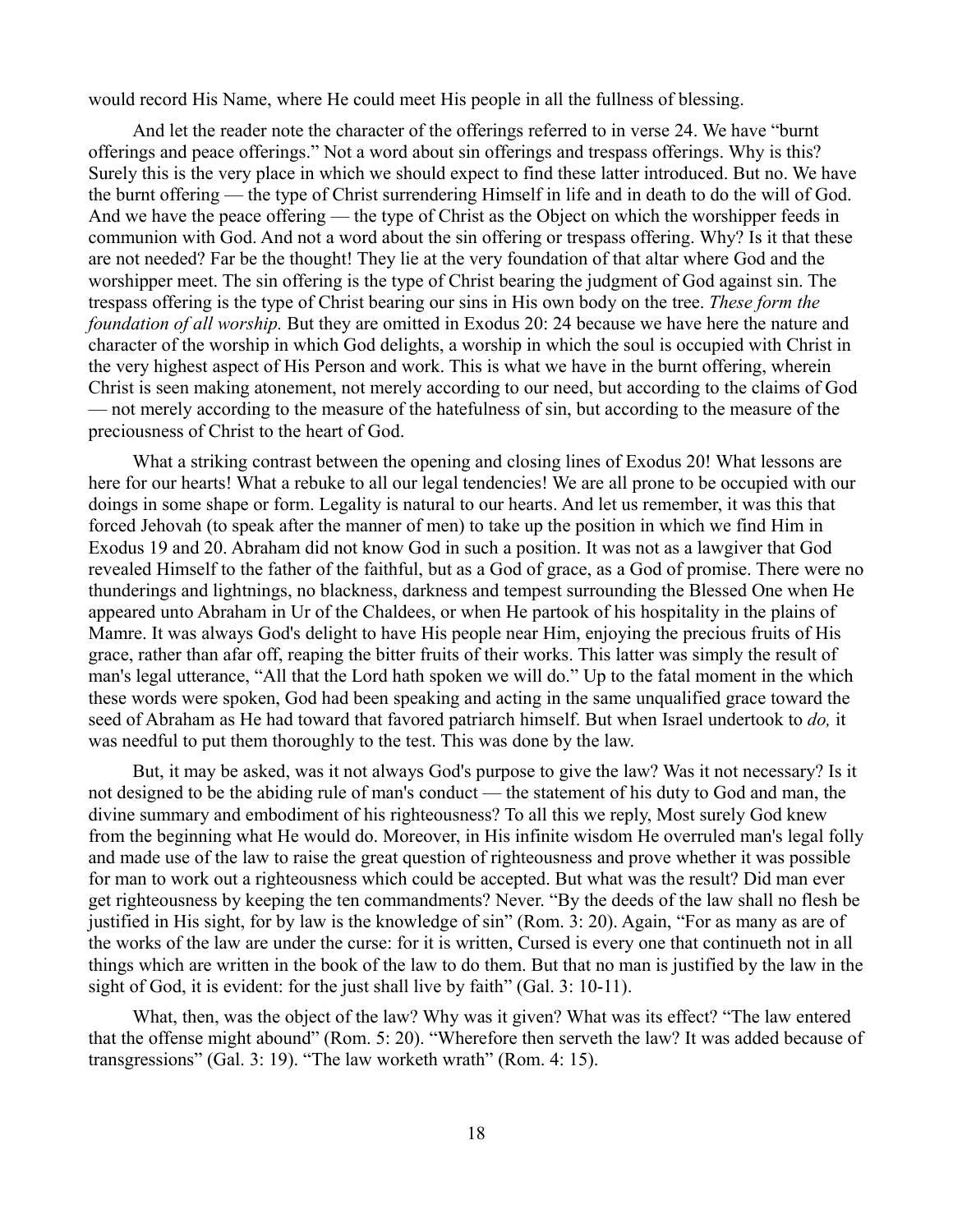would record His Name, where He could meet His people in all the fullness of blessing.

And let the reader note the character of the offerings referred to in verse 24. We have "burnt offerings and peace offerings." Not a word about sin offerings and trespass offerings. Why is this? Surely this is the very place in which we should expect to find these latter introduced. But no. We have the burnt offering — the type of Christ surrendering Himself in life and in death to do the will of God. And we have the peace offering — the type of Christ as the Object on which the worshipper feeds in communion with God. And not a word about the sin offering or trespass offering. Why? Is it that these are not needed? Far be the thought! They lie at the very foundation of that altar where God and the worshipper meet. The sin offering is the type of Christ bearing the judgment of God against sin. The trespass offering is the type of Christ bearing our sins in His own body on the tree. *These form the foundation of all worship.* But they are omitted in Exodus 20: 24 because we have here the nature and character of the worship in which God delights, a worship in which the soul is occupied with Christ in the very highest aspect of His Person and work. This is what we have in the burnt offering, wherein Christ is seen making atonement, not merely according to our need, but according to the claims of God — not merely according to the measure of the hatefulness of sin, but according to the measure of the preciousness of Christ to the heart of God.

What a striking contrast between the opening and closing lines of Exodus 20! What lessons are here for our hearts! What a rebuke to all our legal tendencies! We are all prone to be occupied with our doings in some shape or form. Legality is natural to our hearts. And let us remember, it was this that forced Jehovah (to speak after the manner of men) to take up the position in which we find Him in Exodus 19 and 20. Abraham did not know God in such a position. It was not as a lawgiver that God revealed Himself to the father of the faithful, but as a God of grace, as a God of promise. There were no thunderings and lightnings, no blackness, darkness and tempest surrounding the Blessed One when He appeared unto Abraham in Ur of the Chaldees, or when He partook of his hospitality in the plains of Mamre. It was always God's delight to have His people near Him, enjoying the precious fruits of His grace, rather than afar off, reaping the bitter fruits of their works. This latter was simply the result of man's legal utterance, "All that the Lord hath spoken we will do." Up to the fatal moment in the which these words were spoken, God had been speaking and acting in the same unqualified grace toward the seed of Abraham as He had toward that favored patriarch himself. But when Israel undertook to *do,* it was needful to put them thoroughly to the test. This was done by the law.

But, it may be asked, was it not always God's purpose to give the law? Was it not necessary? Is it not designed to be the abiding rule of man's conduct — the statement of his duty to God and man, the divine summary and embodiment of his righteousness? To all this we reply, Most surely God knew from the beginning what He would do. Moreover, in His infinite wisdom He overruled man's legal folly and made use of the law to raise the great question of righteousness and prove whether it was possible for man to work out a righteousness which could be accepted. But what was the result? Did man ever get righteousness by keeping the ten commandments? Never. "By the deeds of the law shall no flesh be justified in His sight, for by law is the knowledge of sin" (Rom. 3: 20). Again, "For as many as are of the works of the law are under the curse: for it is written, Cursed is every one that continueth not in all things which are written in the book of the law to do them. But that no man is justified by the law in the sight of God, it is evident: for the just shall live by faith" (Gal. 3: 10-11).

What, then, was the object of the law? Why was it given? What was its effect? "The law entered that the offense might abound" (Rom. 5: 20). "Wherefore then serveth the law? It was added because of transgressions" (Gal. 3: 19). "The law worketh wrath" (Rom. 4: 15).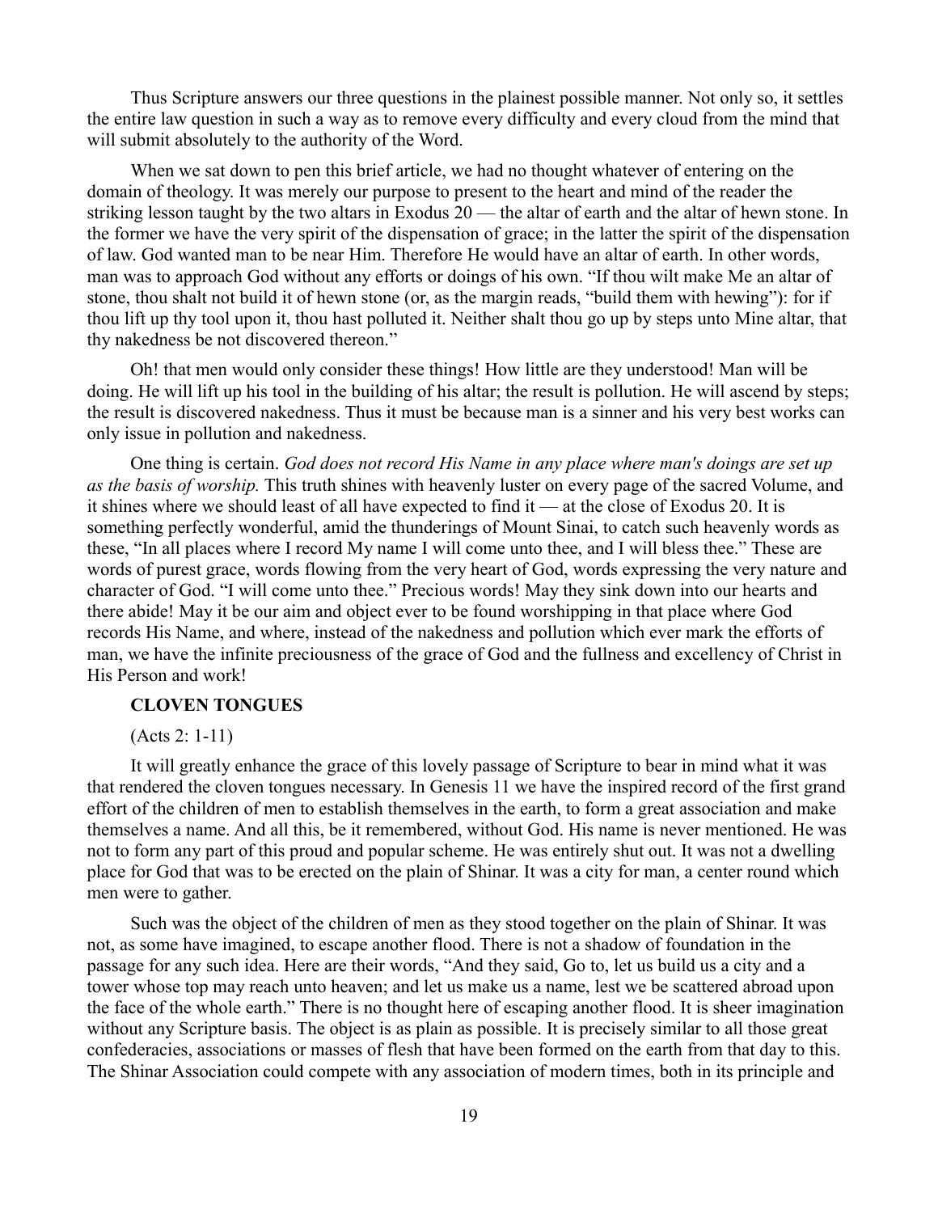Thus Scripture answers our three questions in the plainest possible manner. Not only so, it settles the entire law question in such a way as to remove every difficulty and every cloud from the mind that will submit absolutely to the authority of the Word.

When we sat down to pen this brief article, we had no thought whatever of entering on the domain of theology. It was merely our purpose to present to the heart and mind of the reader the striking lesson taught by the two altars in Exodus 20 — the altar of earth and the altar of hewn stone. In the former we have the very spirit of the dispensation of grace; in the latter the spirit of the dispensation of law. God wanted man to be near Him. Therefore He would have an altar of earth. In other words, man was to approach God without any efforts or doings of his own. "If thou wilt make Me an altar of stone, thou shalt not build it of hewn stone (or, as the margin reads, "build them with hewing"): for if thou lift up thy tool upon it, thou hast polluted it. Neither shalt thou go up by steps unto Mine altar, that thy nakedness be not discovered thereon."

Oh! that men would only consider these things! How little are they understood! Man will be doing. He will lift up his tool in the building of his altar; the result is pollution. He will ascend by steps; the result is discovered nakedness. Thus it must be because man is a sinner and his very best works can only issue in pollution and nakedness.

One thing is certain. *God does not record His Name in any place where man's doings are set up as the basis of worship.* This truth shines with heavenly luster on every page of the sacred Volume, and it shines where we should least of all have expected to find it — at the close of Exodus 20. It is something perfectly wonderful, amid the thunderings of Mount Sinai, to catch such heavenly words as these, "In all places where I record My name I will come unto thee, and I will bless thee." These are words of purest grace, words flowing from the very heart of God, words expressing the very nature and character of God. "I will come unto thee." Precious words! May they sink down into our hearts and there abide! May it be our aim and object ever to be found worshipping in that place where God records His Name, and where, instead of the nakedness and pollution which ever mark the efforts of man, we have the infinite preciousness of the grace of God and the fullness and excellency of Christ in His Person and work!

## CLOVEN TONGUES

(Acts 2: 1-11)

It will greatly enhance the grace of this lovely passage of Scripture to bear in mind what it was that rendered the cloven tongues necessary. In Genesis 11 we have the inspired record of the first grand effort of the children of men to establish themselves in the earth, to form a great association and make themselves a name. And all this, be it remembered, without God. His name is never mentioned. He was not to form any part of this proud and popular scheme. He was entirely shut out. It was not a dwelling place for God that was to be erected on the plain of Shinar. It was a city for man, a center round which men were to gather.

Such was the object of the children of men as they stood together on the plain of Shinar. It was not, as some have imagined, to escape another flood. There is not a shadow of foundation in the passage for any such idea. Here are their words, "And they said, Go to, let us build us a city and a tower whose top may reach unto heaven; and let us make us a name, lest we be scattered abroad upon the face of the whole earth." There is no thought here of escaping another flood. It is sheer imagination without any Scripture basis. The object is as plain as possible. It is precisely similar to all those great confederacies, associations or masses of flesh that have been formed on the earth from that day to this. The Shinar Association could compete with any association of modern times, both in its principle and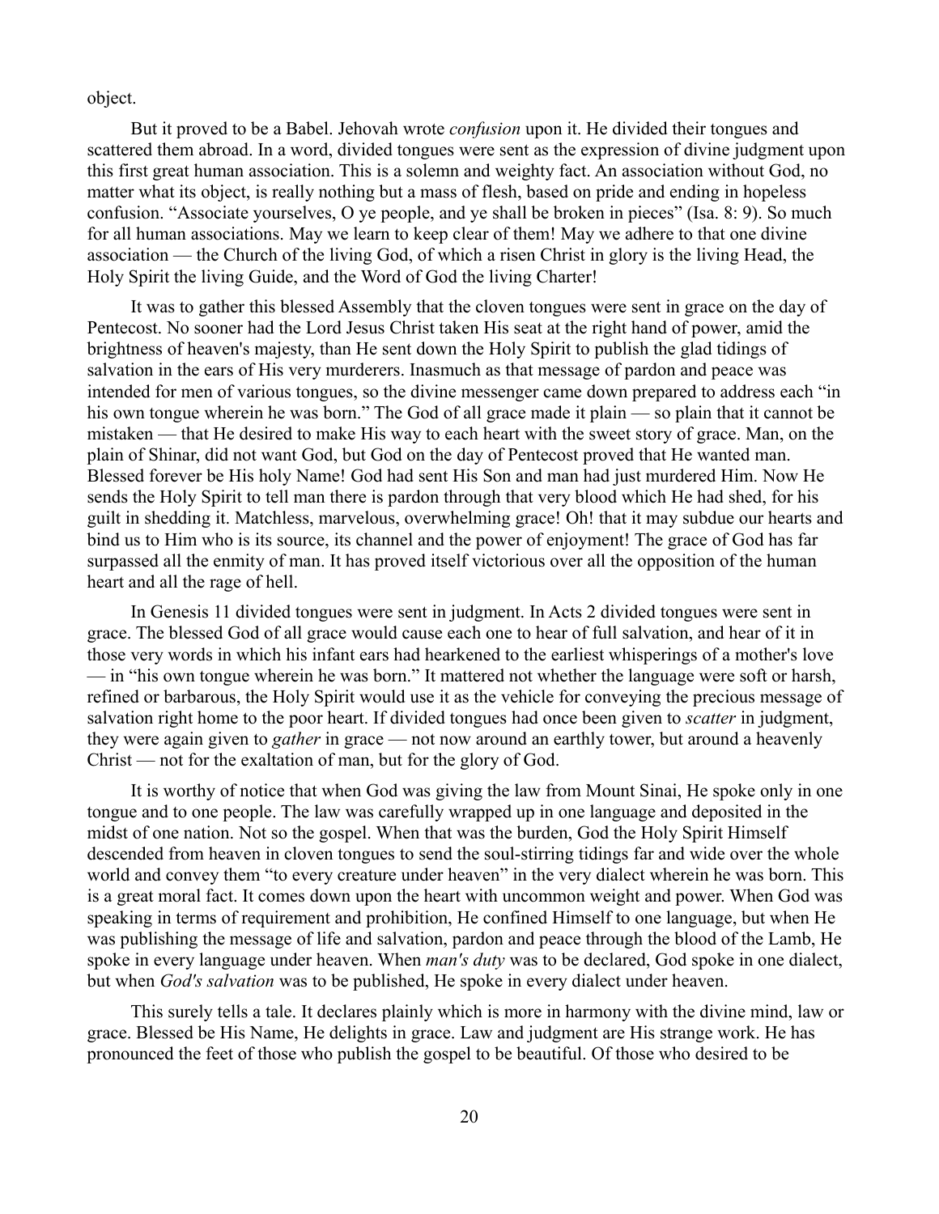object.

But it proved to be a Babel. Jehovah wrote *confusion* upon it. He divided their tongues and scattered them abroad. In a word, divided tongues were sent as the expression of divine judgment upon this first great human association. This is a solemn and weighty fact. An association without God, no matter what its object, is really nothing but a mass of flesh, based on pride and ending in hopeless confusion. "Associate yourselves, O ye people, and ye shall be broken in pieces" (Isa. 8: 9). So much for all human associations. May we learn to keep clear of them! May we adhere to that one divine association — the Church of the living God, of which a risen Christ in glory is the living Head, the Holy Spirit the living Guide, and the Word of God the living Charter!

It was to gather this blessed Assembly that the cloven tongues were sent in grace on the day of Pentecost. No sooner had the Lord Jesus Christ taken His seat at the right hand of power, amid the brightness of heaven's majesty, than He sent down the Holy Spirit to publish the glad tidings of salvation in the ears of His very murderers. Inasmuch as that message of pardon and peace was intended for men of various tongues, so the divine messenger came down prepared to address each "in his own tongue wherein he was born." The God of all grace made it plain — so plain that it cannot be mistaken — that He desired to make His way to each heart with the sweet story of grace. Man, on the plain of Shinar, did not want God, but God on the day of Pentecost proved that He wanted man. Blessed forever be His holy Name! God had sent His Son and man had just murdered Him. Now He sends the Holy Spirit to tell man there is pardon through that very blood which He had shed, for his guilt in shedding it. Matchless, marvelous, overwhelming grace! Oh! that it may subdue our hearts and bind us to Him who is its source, its channel and the power of enjoyment! The grace of God has far surpassed all the enmity of man. It has proved itself victorious over all the opposition of the human heart and all the rage of hell.

In Genesis 11 divided tongues were sent in judgment. In Acts 2 divided tongues were sent in grace. The blessed God of all grace would cause each one to hear of full salvation, and hear of it in those very words in which his infant ears had hearkened to the earliest whisperings of a mother's love — in "his own tongue wherein he was born." It mattered not whether the language were soft or harsh, refined or barbarous, the Holy Spirit would use it as the vehicle for conveying the precious message of salvation right home to the poor heart. If divided tongues had once been given to *scatter* in judgment, they were again given to *gather* in grace — not now around an earthly tower, but around a heavenly Christ — not for the exaltation of man, but for the glory of God.

It is worthy of notice that when God was giving the law from Mount Sinai, He spoke only in one tongue and to one people. The law was carefully wrapped up in one language and deposited in the midst of one nation. Not so the gospel. When that was the burden, God the Holy Spirit Himself descended from heaven in cloven tongues to send the soul-stirring tidings far and wide over the whole world and convey them "to every creature under heaven" in the very dialect wherein he was born. This is a great moral fact. It comes down upon the heart with uncommon weight and power. When God was speaking in terms of requirement and prohibition, He confined Himself to one language, but when He was publishing the message of life and salvation, pardon and peace through the blood of the Lamb, He spoke in every language under heaven. When *man's duty* was to be declared, God spoke in one dialect, but when *God's salvation* was to be published, He spoke in every dialect under heaven.

This surely tells a tale. It declares plainly which is more in harmony with the divine mind, law or grace. Blessed be His Name, He delights in grace. Law and judgment are His strange work. He has pronounced the feet of those who publish the gospel to be beautiful. Of those who desired to be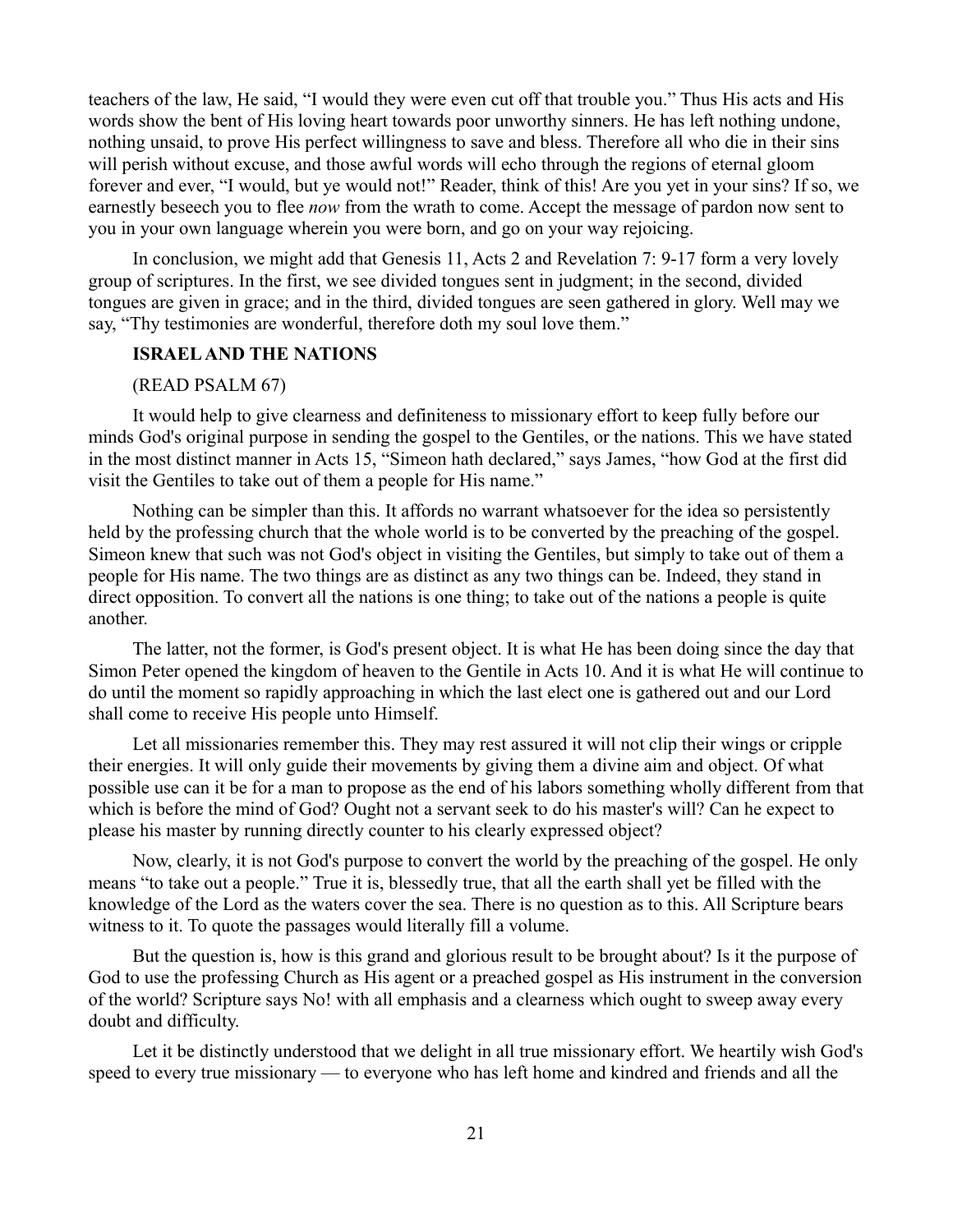teachers of the law, He said, "I would they were even cut off that trouble you." Thus His acts and His words show the bent of His loving heart towards poor unworthy sinners. He has left nothing undone, nothing unsaid, to prove His perfect willingness to save and bless. Therefore all who die in their sins will perish without excuse, and those awful words will echo through the regions of eternal gloom forever and ever, "I would, but ye would not!" Reader, think of this! Are you yet in your sins? If so, we earnestly beseech you to flee *now* from the wrath to come. Accept the message of pardon now sent to you in your own language wherein you were born, and go on your way rejoicing.

In conclusion, we might add that Genesis 11, Acts 2 and Revelation 7: 9-17 form a very lovely group of scriptures. In the first, we see divided tongues sent in judgment; in the second, divided tongues are given in grace; and in the third, divided tongues are seen gathered in glory. Well may we say, "Thy testimonies are wonderful, therefore doth my soul love them."

## ISRAEL AND THE NATIONS

(READ PSALM 67)

It would help to give clearness and definiteness to missionary effort to keep fully before our minds God's original purpose in sending the gospel to the Gentiles, or the nations. This we have stated in the most distinct manner in Acts 15, "Simeon hath declared," says James, "how God at the first did visit the Gentiles to take out of them a people for His name."

Nothing can be simpler than this. It affords no warrant whatsoever for the idea so persistently held by the professing church that the whole world is to be converted by the preaching of the gospel. Simeon knew that such was not God's object in visiting the Gentiles, but simply to take out of them a people for His name. The two things are as distinct as any two things can be. Indeed, they stand in direct opposition. To convert all the nations is one thing; to take out of the nations a people is quite another.

The latter, not the former, is God's present object. It is what He has been doing since the day that Simon Peter opened the kingdom of heaven to the Gentile in Acts 10. And it is what He will continue to do until the moment so rapidly approaching in which the last elect one is gathered out and our Lord shall come to receive His people unto Himself.

Let all missionaries remember this. They may rest assured it will not clip their wings or cripple their energies. It will only guide their movements by giving them a divine aim and object. Of what possible use can it be for a man to propose as the end of his labors something wholly different from that which is before the mind of God? Ought not a servant seek to do his master's will? Can he expect to please his master by running directly counter to his clearly expressed object?

Now, clearly, it is not God's purpose to convert the world by the preaching of the gospel. He only means "to take out a people." True it is, blessedly true, that all the earth shall yet be filled with the knowledge of the Lord as the waters cover the sea. There is no question as to this. All Scripture bears witness to it. To quote the passages would literally fill a volume.

But the question is, how is this grand and glorious result to be brought about? Is it the purpose of God to use the professing Church as His agent or a preached gospel as His instrument in the conversion of the world? Scripture says No! with all emphasis and a clearness which ought to sweep away every doubt and difficulty.

Let it be distinctly understood that we delight in all true missionary effort. We heartily wish God's speed to every true missionary — to everyone who has left home and kindred and friends and all the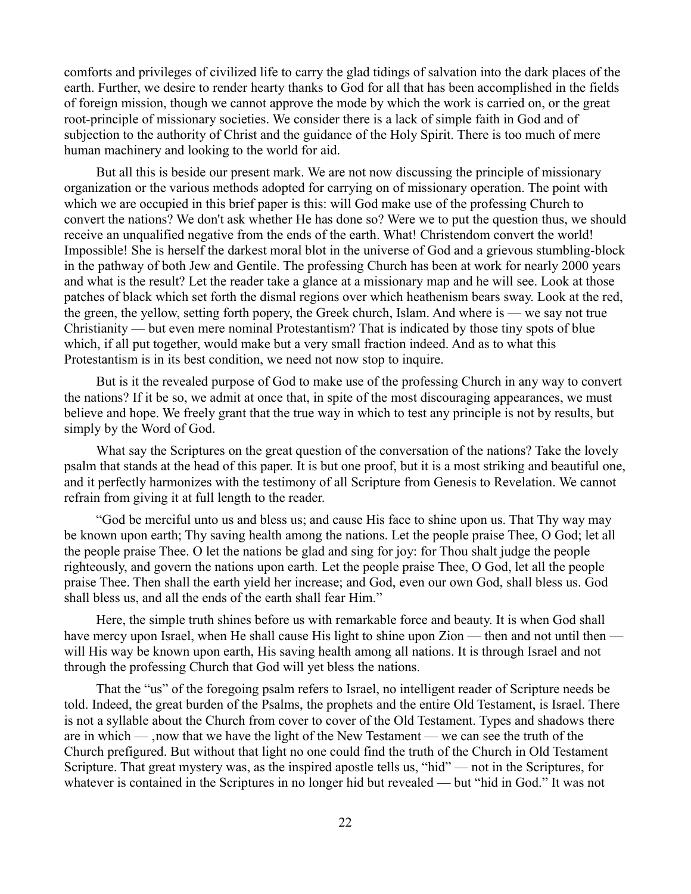comforts and privileges of civilized life to carry the glad tidings of salvation into the dark places of the earth. Further, we desire to render hearty thanks to God for all that has been accomplished in the fields of foreign mission, though we cannot approve the mode by which the work is carried on, or the great root-principle of missionary societies. We consider there is a lack of simple faith in God and of subjection to the authority of Christ and the guidance of the Holy Spirit. There is too much of mere human machinery and looking to the world for aid.

But all this is beside our present mark. We are not now discussing the principle of missionary organization or the various methods adopted for carrying on of missionary operation. The point with which we are occupied in this brief paper is this: will God make use of the professing Church to convert the nations? We don't ask whether He has done so? Were we to put the question thus, we should receive an unqualified negative from the ends of the earth. What! Christendom convert the world! Impossible! She is herself the darkest moral blot in the universe of God and a grievous stumbling-block in the pathway of both Jew and Gentile. The professing Church has been at work for nearly 2000 years and what is the result? Let the reader take a glance at a missionary map and he will see. Look at those patches of black which set forth the dismal regions over which heathenism bears sway. Look at the red, the green, the yellow, setting forth popery, the Greek church, Islam. And where is — we say not true Christianity — but even mere nominal Protestantism? That is indicated by those tiny spots of blue which, if all put together, would make but a very small fraction indeed. And as to what this Protestantism is in its best condition, we need not now stop to inquire.

But is it the revealed purpose of God to make use of the professing Church in any way to convert the nations? If it be so, we admit at once that, in spite of the most discouraging appearances, we must believe and hope. We freely grant that the true way in which to test any principle is not by results, but simply by the Word of God.

What say the Scriptures on the great question of the conversation of the nations? Take the lovely psalm that stands at the head of this paper. It is but one proof, but it is a most striking and beautiful one, and it perfectly harmonizes with the testimony of all Scripture from Genesis to Revelation. We cannot refrain from giving it at full length to the reader.

"God be merciful unto us and bless us; and cause His face to shine upon us. That Thy way may be known upon earth; Thy saving health among the nations. Let the people praise Thee, O God; let all the people praise Thee. O let the nations be glad and sing for joy: for Thou shalt judge the people righteously, and govern the nations upon earth. Let the people praise Thee, O God, let all the people praise Thee. Then shall the earth yield her increase; and God, even our own God, shall bless us. God shall bless us, and all the ends of the earth shall fear Him."

Here, the simple truth shines before us with remarkable force and beauty. It is when God shall have mercy upon Israel, when He shall cause His light to shine upon Zion — then and not until then — will His way be known upon earth, His saving health among all nations. It is through Israel and not through the professing Church that God will yet bless the nations.

That the "us" of the foregoing psalm refers to Israel, no intelligent reader of Scripture needs be told. Indeed, the great burden of the Psalms, the prophets and the entire Old Testament, is Israel. There is not a syllable about the Church from cover to cover of the Old Testament. Types and shadows there are in which — ,now that we have the light of the New Testament — we can see the truth of the Church prefigured. But without that light no one could find the truth of the Church in Old Testament Scripture. That great mystery was, as the inspired apostle tells us, "hid" — not in the Scriptures, for whatever is contained in the Scriptures in no longer hid but revealed — but "hid in God." It was not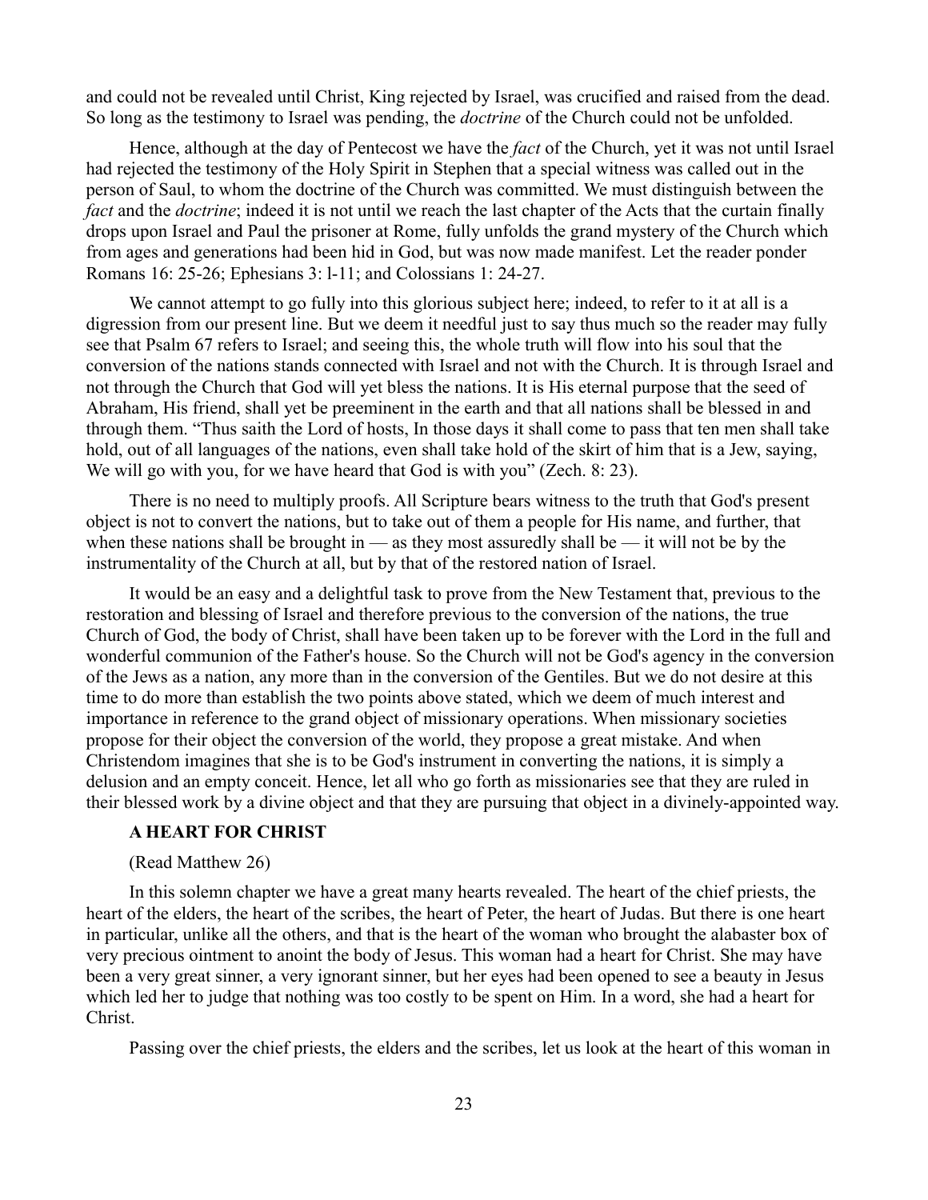and could not be revealed until Christ, King rejected by Israel, was crucified and raised from the dead. So long as the testimony to Israel was pending, the *doctrine* of the Church could not be unfolded.

Hence, although at the day of Pentecost we have the *fact* of the Church, yet it was not until Israel had rejected the testimony of the Holy Spirit in Stephen that a special witness was called out in the person of Saul, to whom the doctrine of the Church was committed. We must distinguish between the *fact* and the *doctrine*; indeed it is not until we reach the last chapter of the Acts that the curtain finally drops upon Israel and Paul the prisoner at Rome, fully unfolds the grand mystery of the Church which from ages and generations had been hid in God, but was now made manifest. Let the reader ponder Romans 16: 25-26; Ephesians 3: l-11; and Colossians 1: 24-27.

We cannot attempt to go fully into this glorious subject here; indeed, to refer to it at all is a digression from our present line. But we deem it needful just to say thus much so the reader may fully see that Psalm 67 refers to Israel; and seeing this, the whole truth will flow into his soul that the conversion of the nations stands connected with Israel and not with the Church. It is through Israel and not through the Church that God will yet bless the nations. It is His eternal purpose that the seed of Abraham, His friend, shall yet be preeminent in the earth and that all nations shall be blessed in and through them. "Thus saith the Lord of hosts, In those days it shall come to pass that ten men shall take hold, out of all languages of the nations, even shall take hold of the skirt of him that is a Jew, saying, We will go with you, for we have heard that God is with you" (Zech. 8: 23).

There is no need to multiply proofs. All Scripture bears witness to the truth that God's present object is not to convert the nations, but to take out of them a people for His name, and further, that when these nations shall be brought in — as they most assuredly shall be — it will not be by the instrumentality of the Church at all, but by that of the restored nation of Israel.

It would be an easy and a delightful task to prove from the New Testament that, previous to the restoration and blessing of Israel and therefore previous to the conversion of the nations, the true Church of God, the body of Christ, shall have been taken up to be forever with the Lord in the full and wonderful communion of the Father's house. So the Church will not be God's agency in the conversion of the Jews as a nation, any more than in the conversion of the Gentiles. But we do not desire at this time to do more than establish the two points above stated, which we deem of much interest and importance in reference to the grand object of missionary operations. When missionary societies propose for their object the conversion of the world, they propose a great mistake. And when Christendom imagines that she is to be God's instrument in converting the nations, it is simply a delusion and an empty conceit. Hence, let all who go forth as missionaries see that they are ruled in their blessed work by a divine object and that they are pursuing that object in a divinely-appointed way.

## A HEART FOR CHRIST

(Read Matthew 26)

In this solemn chapter we have a great many hearts revealed. The heart of the chief priests, the heart of the elders, the heart of the scribes, the heart of Peter, the heart of Judas. But there is one heart in particular, unlike all the others, and that is the heart of the woman who brought the alabaster box of very precious ointment to anoint the body of Jesus. This woman had a heart for Christ. She may have been a very great sinner, a very ignorant sinner, but her eyes had been opened to see a beauty in Jesus which led her to judge that nothing was too costly to be spent on Him. In a word, she had a heart for Christ.

Passing over the chief priests, the elders and the scribes, let us look at the heart of this woman in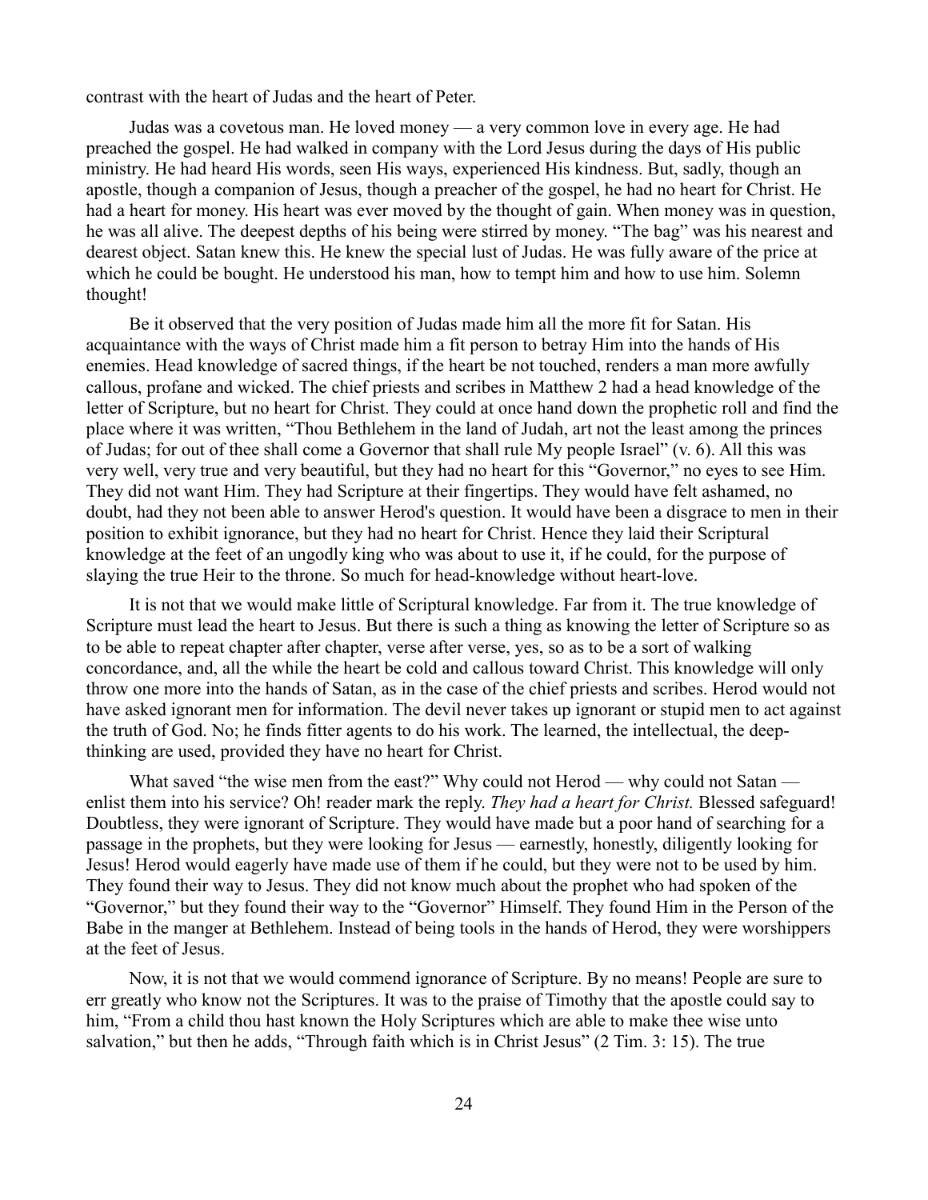contrast with the heart of Judas and the heart of Peter.

Judas was a covetous man. He loved money — a very common love in every age. He had preached the gospel. He had walked in company with the Lord Jesus during the days of His public ministry. He had heard His words, seen His ways, experienced His kindness. But, sadly, though an apostle, though a companion of Jesus, though a preacher of the gospel, he had no heart for Christ. He had a heart for money. His heart was ever moved by the thought of gain. When money was in question, he was all alive. The deepest depths of his being were stirred by money. "The bag" was his nearest and dearest object. Satan knew this. He knew the special lust of Judas. He was fully aware of the price at which he could be bought. He understood his man, how to tempt him and how to use him. Solemn thought!

Be it observed that the very position of Judas made him all the more fit for Satan. His acquaintance with the ways of Christ made him a fit person to betray Him into the hands of His enemies. Head knowledge of sacred things, if the heart be not touched, renders a man more awfully callous, profane and wicked. The chief priests and scribes in Matthew 2 had a head knowledge of the letter of Scripture, but no heart for Christ. They could at once hand down the prophetic roll and find the place where it was written, "Thou Bethlehem in the land of Judah, art not the least among the princes of Judas; for out of thee shall come a Governor that shall rule My people Israel" (v. 6). All this was very well, very true and very beautiful, but they had no heart for this "Governor," no eyes to see Him. They did not want Him. They had Scripture at their fingertips. They would have felt ashamed, no doubt, had they not been able to answer Herod's question. It would have been a disgrace to men in their position to exhibit ignorance, but they had no heart for Christ. Hence they laid their Scriptural knowledge at the feet of an ungodly king who was about to use it, if he could, for the purpose of slaying the true Heir to the throne. So much for head-knowledge without heart-love.

It is not that we would make little of Scriptural knowledge. Far from it. The true knowledge of Scripture must lead the heart to Jesus. But there is such a thing as knowing the letter of Scripture so as to be able to repeat chapter after chapter, verse after verse, yes, so as to be a sort of walking concordance, and, all the while the heart be cold and callous toward Christ. This knowledge will only throw one more into the hands of Satan, as in the case of the chief priests and scribes. Herod would not have asked ignorant men for information. The devil never takes up ignorant or stupid men to act against the truth of God. No; he finds fitter agents to do his work. The learned, the intellectual, the deep-thinking are used, provided they have no heart for Christ.

What saved "the wise men from the east?" Why could not Herod — why could not Satan — enlist them into his service? Oh! reader mark the reply. *They had a heart for Christ.* Blessed safeguard! Doubtless, they were ignorant of Scripture. They would have made but a poor hand of searching for a passage in the prophets, but they were looking for Jesus — earnestly, honestly, diligently looking for Jesus! Herod would eagerly have made use of them if he could, but they were not to be used by him. They found their way to Jesus. They did not know much about the prophet who had spoken of the "Governor," but they found their way to the "Governor" Himself. They found Him in the Person of the Babe in the manger at Bethlehem. Instead of being tools in the hands of Herod, they were worshippers at the feet of Jesus.

Now, it is not that we would commend ignorance of Scripture. By no means! People are sure to err greatly who know not the Scriptures. It was to the praise of Timothy that the apostle could say to him, "From a child thou hast known the Holy Scriptures which are able to make thee wise unto salvation," but then he adds, "Through faith which is in Christ Jesus" (2 Tim. 3: 15). The true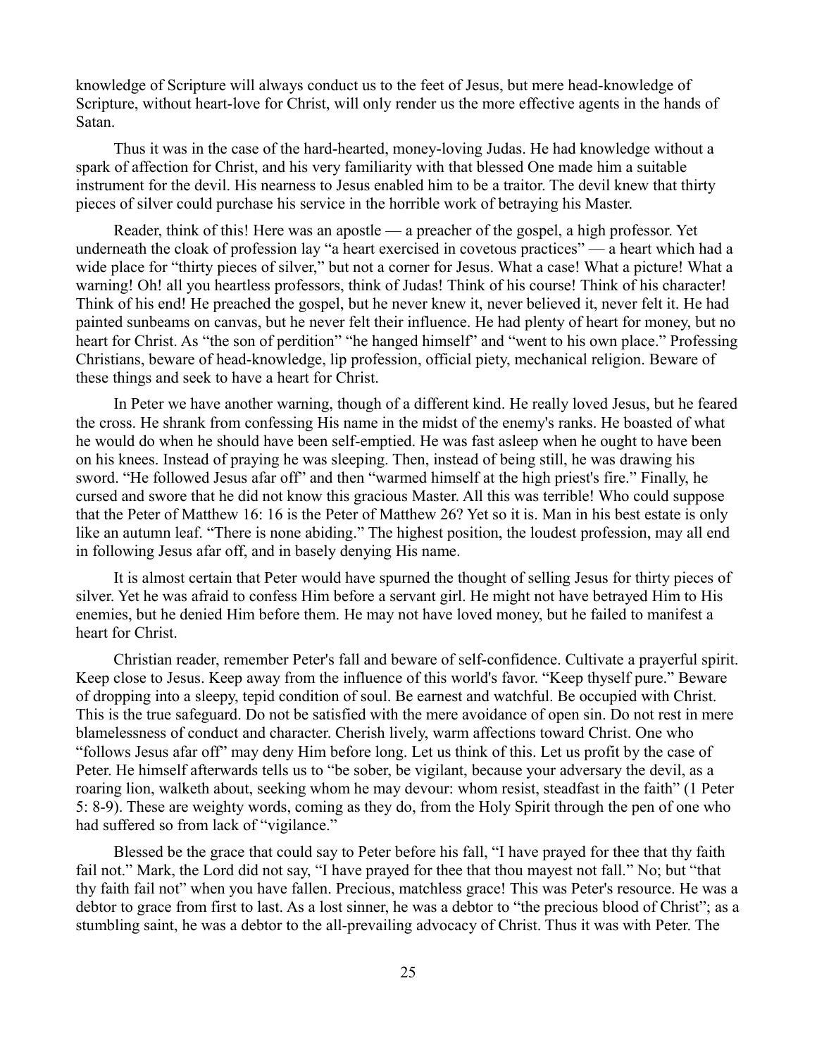knowledge of Scripture will always conduct us to the feet of Jesus, but mere head-knowledge of Scripture, without heart-love for Christ, will only render us the more effective agents in the hands of Satan.

Thus it was in the case of the hard-hearted, money-loving Judas. He had knowledge without a spark of affection for Christ, and his very familiarity with that blessed One made him a suitable instrument for the devil. His nearness to Jesus enabled him to be a traitor. The devil knew that thirty pieces of silver could purchase his service in the horrible work of betraying his Master.

Reader, think of this! Here was an apostle — a preacher of the gospel, a high professor. Yet underneath the cloak of profession lay "a heart exercised in covetous practices" — a heart which had a wide place for "thirty pieces of silver," but not a corner for Jesus. What a case! What a picture! What a warning! Oh! all you heartless professors, think of Judas! Think of his course! Think of his character! Think of his end! He preached the gospel, but he never knew it, never believed it, never felt it. He had painted sunbeams on canvas, but he never felt their influence. He had plenty of heart for money, but no heart for Christ. As "the son of perdition" "he hanged himself" and "went to his own place." Professing Christians, beware of head-knowledge, lip profession, official piety, mechanical religion. Beware of these things and seek to have a heart for Christ.

In Peter we have another warning, though of a different kind. He really loved Jesus, but he feared the cross. He shrank from confessing His name in the midst of the enemy's ranks. He boasted of what he would do when he should have been self-emptied. He was fast asleep when he ought to have been on his knees. Instead of praying he was sleeping. Then, instead of being still, he was drawing his sword. "He followed Jesus afar off" and then "warmed himself at the high priest's fire." Finally, he cursed and swore that he did not know this gracious Master. All this was terrible! Who could suppose that the Peter of Matthew 16: 16 is the Peter of Matthew 26? Yet so it is. Man in his best estate is only like an autumn leaf. "There is none abiding." The highest position, the loudest profession, may all end in following Jesus afar off, and in basely denying His name.

It is almost certain that Peter would have spurned the thought of selling Jesus for thirty pieces of silver. Yet he was afraid to confess Him before a servant girl. He might not have betrayed Him to His enemies, but he denied Him before them. He may not have loved money, but he failed to manifest a heart for Christ.

Christian reader, remember Peter's fall and beware of self-confidence. Cultivate a prayerful spirit. Keep close to Jesus. Keep away from the influence of this world's favor. "Keep thyself pure." Beware of dropping into a sleepy, tepid condition of soul. Be earnest and watchful. Be occupied with Christ. This is the true safeguard. Do not be satisfied with the mere avoidance of open sin. Do not rest in mere blamelessness of conduct and character. Cherish lively, warm affections toward Christ. One who "follows Jesus afar off" may deny Him before long. Let us think of this. Let us profit by the case of Peter. He himself afterwards tells us to "be sober, be vigilant, because your adversary the devil, as a roaring lion, walketh about, seeking whom he may devour: whom resist, steadfast in the faith" (1 Peter 5: 8-9). These are weighty words, coming as they do, from the Holy Spirit through the pen of one who had suffered so from lack of "vigilance."

Blessed be the grace that could say to Peter before his fall, "I have prayed for thee that thy faith fail not." Mark, the Lord did not say, "I have prayed for thee that thou mayest not fall." No; but "that thy faith fail not" when you have fallen. Precious, matchless grace! This was Peter's resource. He was a debtor to grace from first to last. As a lost sinner, he was a debtor to "the precious blood of Christ"; as a stumbling saint, he was a debtor to the all-prevailing advocacy of Christ. Thus it was with Peter. The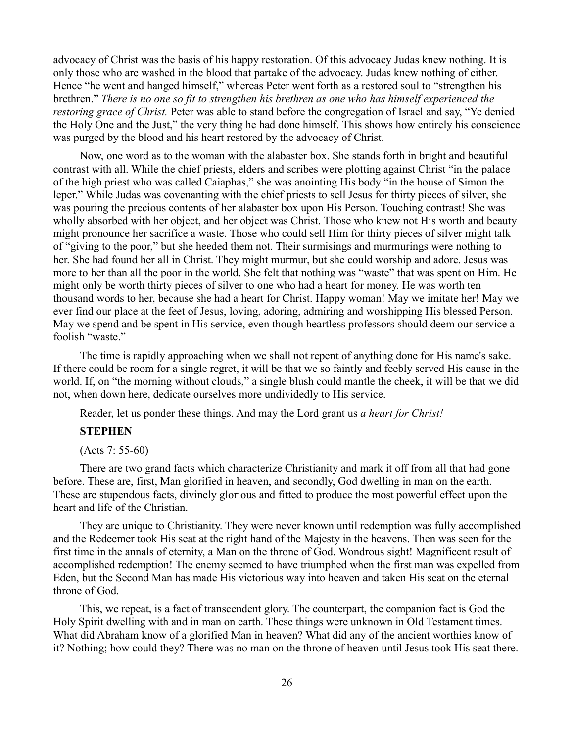advocacy of Christ was the basis of his happy restoration. Of this advocacy Judas knew nothing. It is only those who are washed in the blood that partake of the advocacy. Judas knew nothing of either. Hence "he went and hanged himself," whereas Peter went forth as a restored soul to "strengthen his brethren." *There is no one so fit to strengthen his brethren as one who has himself experienced the restoring grace of Christ.* Peter was able to stand before the congregation of Israel and say, "Ye denied the Holy One and the Just," the very thing he had done himself. This shows how entirely his conscience was purged by the blood and his heart restored by the advocacy of Christ.

Now, one word as to the woman with the alabaster box. She stands forth in bright and beautiful contrast with all. While the chief priests, elders and scribes were plotting against Christ "in the palace of the high priest who was called Caiaphas," she was anointing His body "in the house of Simon the leper." While Judas was covenanting with the chief priests to sell Jesus for thirty pieces of silver, she was pouring the precious contents of her alabaster box upon His Person. Touching contrast! She was wholly absorbed with her object, and her object was Christ. Those who knew not His worth and beauty might pronounce her sacrifice a waste. Those who could sell Him for thirty pieces of silver might talk of "giving to the poor," but she heeded them not. Their surmisings and murmurings were nothing to her. She had found her all in Christ. They might murmur, but she could worship and adore. Jesus was more to her than all the poor in the world. She felt that nothing was "waste" that was spent on Him. He might only be worth thirty pieces of silver to one who had a heart for money. He was worth ten thousand words to her, because she had a heart for Christ. Happy woman! May we imitate her! May we ever find our place at the feet of Jesus, loving, adoring, admiring and worshipping His blessed Person. May we spend and be spent in His service, even though heartless professors should deem our service a foolish "waste."

The time is rapidly approaching when we shall not repent of anything done for His name's sake. If there could be room for a single regret, it will be that we so faintly and feebly served His cause in the world. If, on "the morning without clouds," a single blush could mantle the cheek, it will be that we did not, when down here, dedicate ourselves more undividedly to His service.

Reader, let us ponder these things. And may the Lord grant us *a heart for Christ!*

**STEPHEN**

(Acts 7: 55-60)

There are two grand facts which characterize Christianity and mark it off from all that had gone before. These are, first, Man glorified in heaven, and secondly, God dwelling in man on the earth. These are stupendous facts, divinely glorious and fitted to produce the most powerful effect upon the heart and life of the Christian.

They are unique to Christianity. They were never known until redemption was fully accomplished and the Redeemer took His seat at the right hand of the Majesty in the heavens. Then was seen for the first time in the annals of eternity, a Man on the throne of God. Wondrous sight! Magnificent result of accomplished redemption! The enemy seemed to have triumphed when the first man was expelled from Eden, but the Second Man has made His victorious way into heaven and taken His seat on the eternal throne of God.

This, we repeat, is a fact of transcendent glory. The counterpart, the companion fact is God the Holy Spirit dwelling with and in man on earth. These things were unknown in Old Testament times. What did Abraham know of a glorified Man in heaven? What did any of the ancient worthies know of it? Nothing; how could they? There was no man on the throne of heaven until Jesus took His seat there.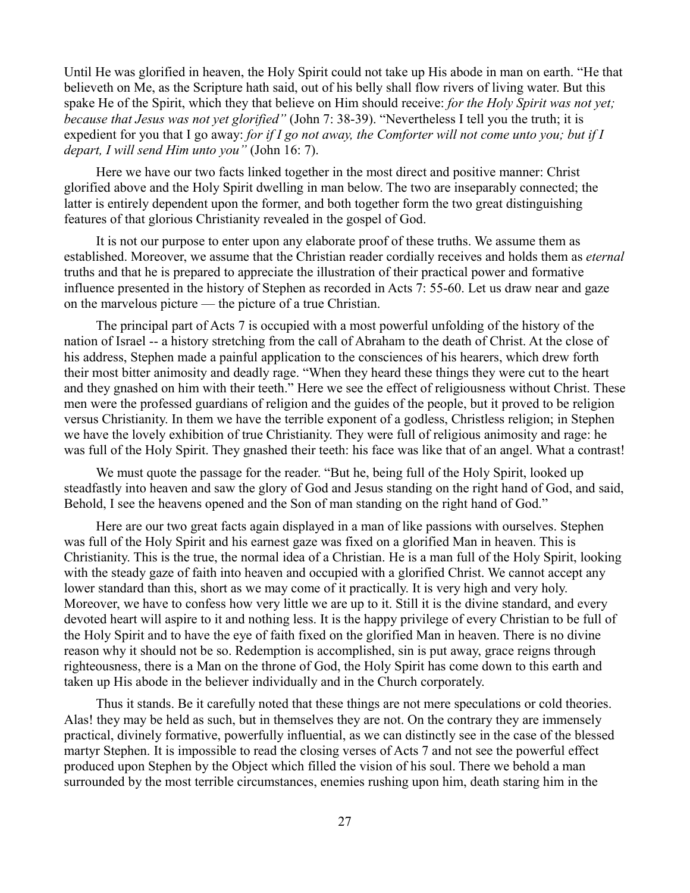Until He was glorified in heaven, the Holy Spirit could not take up His abode in man on earth. "He that believeth on Me, as the Scripture hath said, out of his belly shall flow rivers of living water. But this spake He of the Spirit, which they that believe on Him should receive: *for the Holy Spirit was not yet; because that Jesus was not yet glorified"* (John 7: 38-39). "Nevertheless I tell you the truth; it is expedient for you that I go away: *for if I go not away, the Comforter will not come unto you; but if I depart, I will send Him unto you"* (John 16: 7).

Here we have our two facts linked together in the most direct and positive manner: Christ glorified above and the Holy Spirit dwelling in man below. The two are inseparably connected; the latter is entirely dependent upon the former, and both together form the two great distinguishing features of that glorious Christianity revealed in the gospel of God.

It is not our purpose to enter upon any elaborate proof of these truths. We assume them as established. Moreover, we assume that the Christian reader cordially receives and holds them as *eternal* truths and that he is prepared to appreciate the illustration of their practical power and formative influence presented in the history of Stephen as recorded in Acts 7: 55-60. Let us draw near and gaze on the marvelous picture — the picture of a true Christian.

The principal part of Acts 7 is occupied with a most powerful unfolding of the history of the nation of Israel -- a history stretching from the call of Abraham to the death of Christ. At the close of his address, Stephen made a painful application to the consciences of his hearers, which drew forth their most bitter animosity and deadly rage. "When they heard these things they were cut to the heart and they gnashed on him with their teeth." Here we see the effect of religiousness without Christ. These men were the professed guardians of religion and the guides of the people, but it proved to be religion versus Christianity. In them we have the terrible exponent of a godless, Christless religion; in Stephen we have the lovely exhibition of true Christianity. They were full of religious animosity and rage: he was full of the Holy Spirit. They gnashed their teeth: his face was like that of an angel. What a contrast!

We must quote the passage for the reader. "But he, being full of the Holy Spirit, looked up steadfastly into heaven and saw the glory of God and Jesus standing on the right hand of God, and said, Behold, I see the heavens opened and the Son of man standing on the right hand of God."

Here are our two great facts again displayed in a man of like passions with ourselves. Stephen was full of the Holy Spirit and his earnest gaze was fixed on a glorified Man in heaven. This is Christianity. This is the true, the normal idea of a Christian. He is a man full of the Holy Spirit, looking with the steady gaze of faith into heaven and occupied with a glorified Christ. We cannot accept any lower standard than this, short as we may come of it practically. It is very high and very holy. Moreover, we have to confess how very little we are up to it. Still it is the divine standard, and every devoted heart will aspire to it and nothing less. It is the happy privilege of every Christian to be full of the Holy Spirit and to have the eye of faith fixed on the glorified Man in heaven. There is no divine reason why it should not be so. Redemption is accomplished, sin is put away, grace reigns through righteousness, there is a Man on the throne of God, the Holy Spirit has come down to this earth and taken up His abode in the believer individually and in the Church corporately.

Thus it stands. Be it carefully noted that these things are not mere speculations or cold theories. Alas! they may be held as such, but in themselves they are not. On the contrary they are immensely practical, divinely formative, powerfully influential, as we can distinctly see in the case of the blessed martyr Stephen. It is impossible to read the closing verses of Acts 7 and not see the powerful effect produced upon Stephen by the Object which filled the vision of his soul. There we behold a man surrounded by the most terrible circumstances, enemies rushing upon him, death staring him in the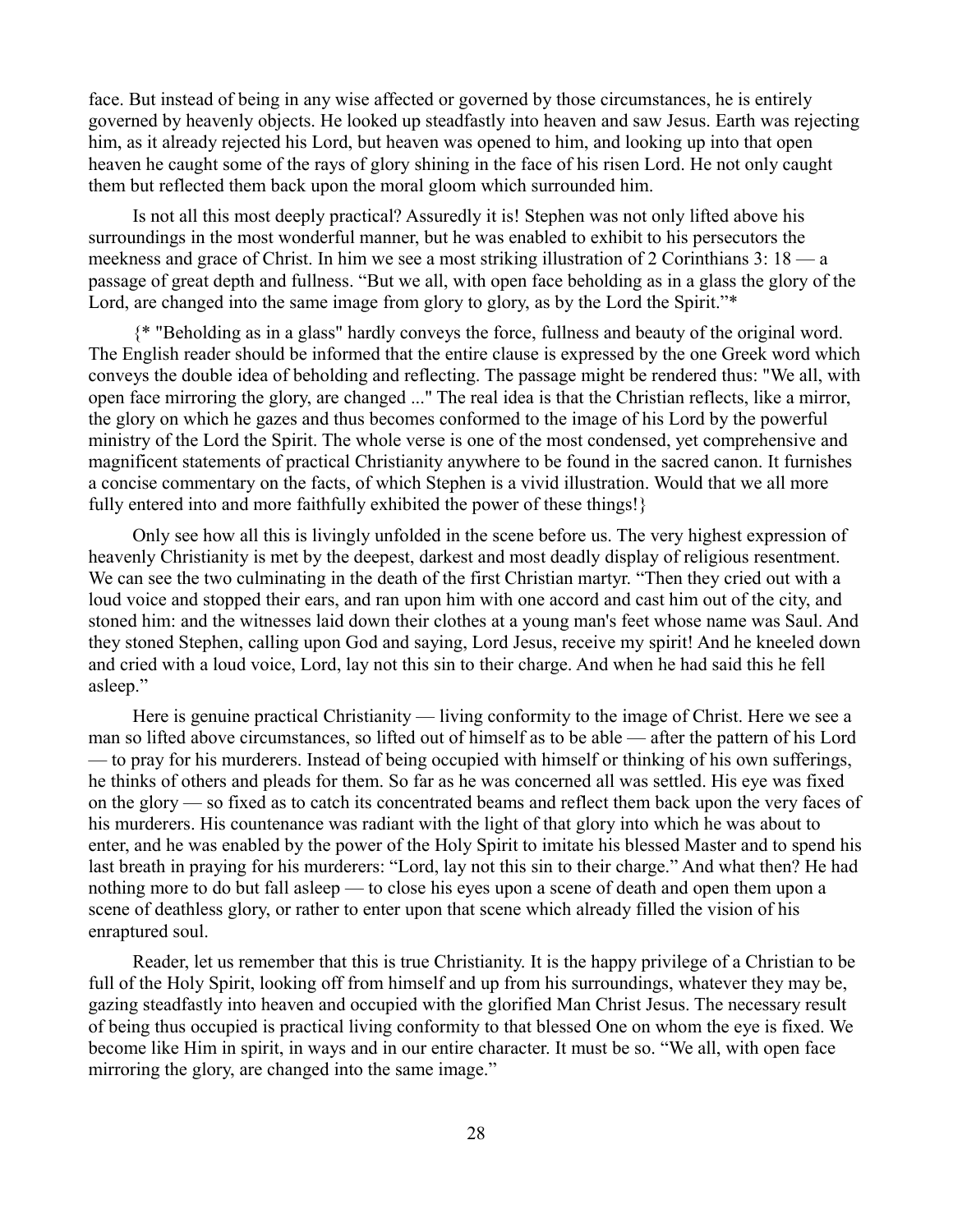face. But instead of being in any wise affected or governed by those circumstances, he is entirely governed by heavenly objects. He looked up steadfastly into heaven and saw Jesus. Earth was rejecting him, as it already rejected his Lord, but heaven was opened to him, and looking up into that open heaven he caught some of the rays of glory shining in the face of his risen Lord. He not only caught them but reflected them back upon the moral gloom which surrounded him.

Is not all this most deeply practical? Assuredly it is! Stephen was not only lifted above his surroundings in the most wonderful manner, but he was enabled to exhibit to his persecutors the meekness and grace of Christ. In him we see a most striking illustration of 2 Corinthians 3: 18 — a passage of great depth and fullness. "But we all, with open face beholding as in a glass the glory of the Lord, are changed into the same image from glory to glory, as by the Lord the Spirit."*

{* "Beholding as in a glass" hardly conveys the force, fullness and beauty of the original word. The English reader should be informed that the entire clause is expressed by the one Greek word which conveys the double idea of beholding and reflecting. The passage might be rendered thus: "We all, with open face mirroring the glory, are changed ..." The real idea is that the Christian reflects, like a mirror, the glory on which he gazes and thus becomes conformed to the image of his Lord by the powerful ministry of the Lord the Spirit. The whole verse is one of the most condensed, yet comprehensive and magnificent statements of practical Christianity anywhere to be found in the sacred canon. It furnishes a concise commentary on the facts, of which Stephen is a vivid illustration. Would that we all more fully entered into and more faithfully exhibited the power of these things!}

Only see how all this is livingly unfolded in the scene before us. The very highest expression of heavenly Christianity is met by the deepest, darkest and most deadly display of religious resentment. We can see the two culminating in the death of the first Christian martyr. "Then they cried out with a loud voice and stopped their ears, and ran upon him with one accord and cast him out of the city, and stoned him: and the witnesses laid down their clothes at a young man's feet whose name was Saul. And they stoned Stephen, calling upon God and saying, Lord Jesus, receive my spirit! And he kneeled down and cried with a loud voice, Lord, lay not this sin to their charge. And when he had said this he fell asleep."

Here is genuine practical Christianity — living conformity to the image of Christ. Here we see a man so lifted above circumstances, so lifted out of himself as to be able — after the pattern of his Lord — to pray for his murderers. Instead of being occupied with himself or thinking of his own sufferings, he thinks of others and pleads for them. So far as he was concerned all was settled. His eye was fixed on the glory — so fixed as to catch its concentrated beams and reflect them back upon the very faces of his murderers. His countenance was radiant with the light of that glory into which he was about to enter, and he was enabled by the power of the Holy Spirit to imitate his blessed Master and to spend his last breath in praying for his murderers: "Lord, lay not this sin to their charge." And what then? He had nothing more to do but fall asleep — to close his eyes upon a scene of death and open them upon a scene of deathless glory, or rather to enter upon that scene which already filled the vision of his enraptured soul.

Reader, let us remember that this is true Christianity. It is the happy privilege of a Christian to be full of the Holy Spirit, looking off from himself and up from his surroundings, whatever they may be, gazing steadfastly into heaven and occupied with the glorified Man Christ Jesus. The necessary result of being thus occupied is practical living conformity to that blessed One on whom the eye is fixed. We become like Him in spirit, in ways and in our entire character. It must be so. "We all, with open face mirroring the glory, are changed into the same image."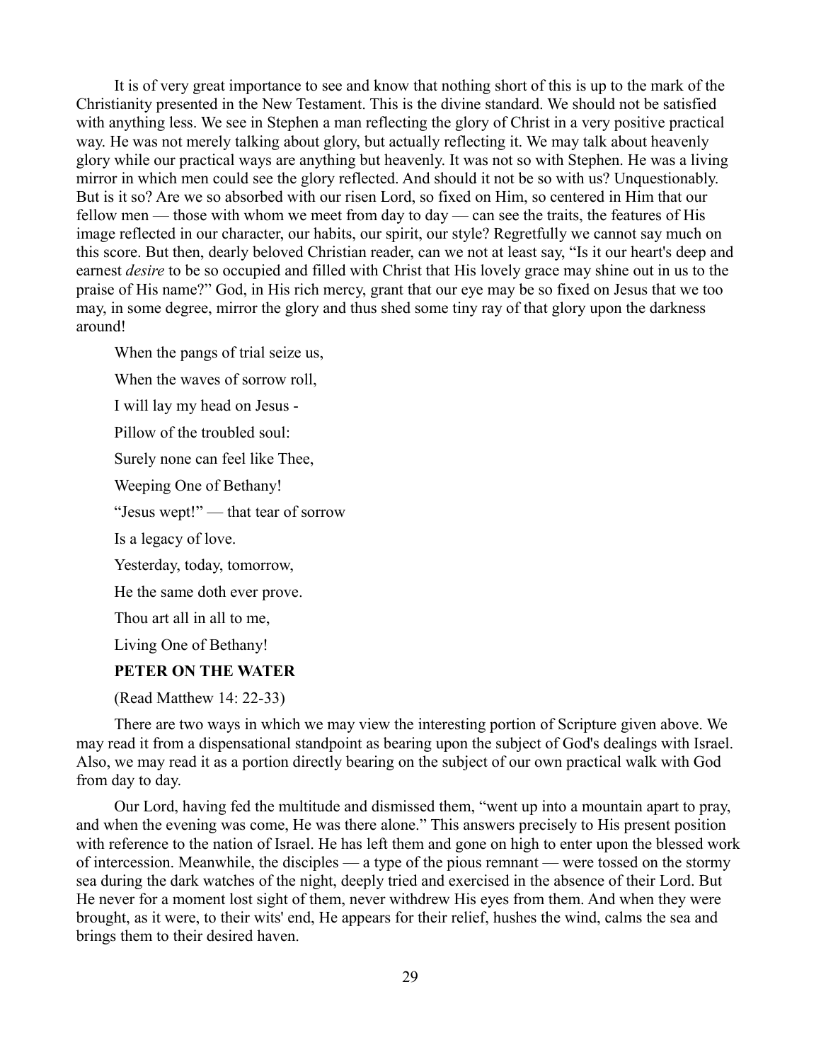It is of very great importance to see and know that nothing short of this is up to the mark of the Christianity presented in the New Testament. This is the divine standard. We should not be satisfied with anything less. We see in Stephen a man reflecting the glory of Christ in a very positive practical way. He was not merely talking about glory, but actually reflecting it. We may talk about heavenly glory while our practical ways are anything but heavenly. It was not so with Stephen. He was a living mirror in which men could see the glory reflected. And should it not be so with us? Unquestionably. But is it so? Are we so absorbed with our risen Lord, so fixed on Him, so centered in Him that our fellow men — those with whom we meet from day to day — can see the traits, the features of His image reflected in our character, our habits, our spirit, our style? Regretfully we cannot say much on this score. But then, dearly beloved Christian reader, can we not at least say, "Is it our heart's deep and earnest *desire* to be so occupied and filled with Christ that His lovely grace may shine out in us to the praise of His name?" God, in His rich mercy, grant that our eye may be so fixed on Jesus that we too may, in some degree, mirror the glory and thus shed some tiny ray of that glory upon the darkness around!

When the pangs of trial seize us,

When the waves of sorrow roll,

I will lay my head on Jesus -

Pillow of the troubled soul:

Surely none can feel like Thee,

Weeping One of Bethany!

"Jesus wept!" — that tear of sorrow

Is a legacy of love.

Yesterday, today, tomorrow,

He the same doth ever prove.

Thou art all in all to me,

Living One of Bethany!

**PETER ON THE WATER**

(Read Matthew 14: 22-33)

There are two ways in which we may view the interesting portion of Scripture given above. We may read it from a dispensational standpoint as bearing upon the subject of God's dealings with Israel. Also, we may read it as a portion directly bearing on the subject of our own practical walk with God from day to day.

Our Lord, having fed the multitude and dismissed them, "went up into a mountain apart to pray, and when the evening was come, He was there alone." This answers precisely to His present position with reference to the nation of Israel. He has left them and gone on high to enter upon the blessed work of intercession. Meanwhile, the disciples — a type of the pious remnant — were tossed on the stormy sea during the dark watches of the night, deeply tried and exercised in the absence of their Lord. But He never for a moment lost sight of them, never withdrew His eyes from them. And when they were brought, as it were, to their wits' end, He appears for their relief, hushes the wind, calms the sea and brings them to their desired haven.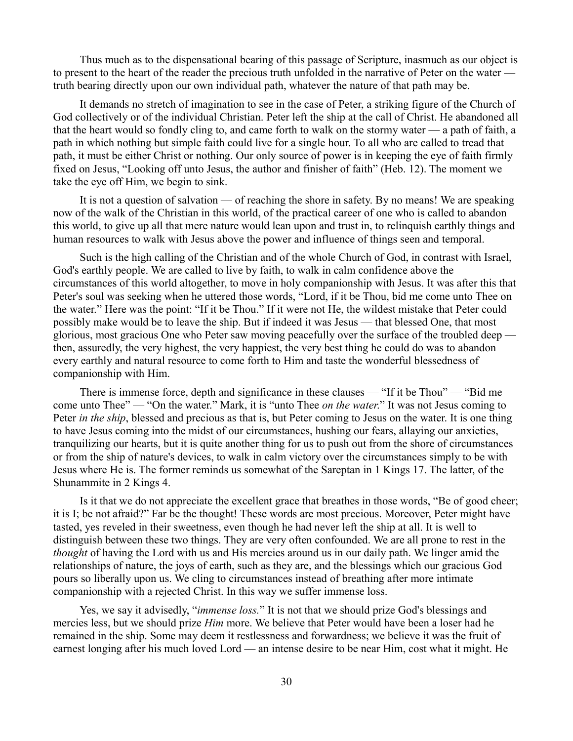Thus much as to the dispensational bearing of this passage of Scripture, inasmuch as our object is to present to the heart of the reader the precious truth unfolded in the narrative of Peter on the water — truth bearing directly upon our own individual path, whatever the nature of that path may be.

It demands no stretch of imagination to see in the case of Peter, a striking figure of the Church of God collectively or of the individual Christian. Peter left the ship at the call of Christ. He abandoned all that the heart would so fondly cling to, and came forth to walk on the stormy water — a path of faith, a path in which nothing but simple faith could live for a single hour. To all who are called to tread that path, it must be either Christ or nothing. Our only source of power is in keeping the eye of faith firmly fixed on Jesus, "Looking off unto Jesus, the author and finisher of faith" (Heb. 12). The moment we take the eye off Him, we begin to sink.

It is not a question of salvation — of reaching the shore in safety. By no means! We are speaking now of the walk of the Christian in this world, of the practical career of one who is called to abandon this world, to give up all that mere nature would lean upon and trust in, to relinquish earthly things and human resources to walk with Jesus above the power and influence of things seen and temporal.

Such is the high calling of the Christian and of the whole Church of God, in contrast with Israel, God's earthly people. We are called to live by faith, to walk in calm confidence above the circumstances of this world altogether, to move in holy companionship with Jesus. It was after this that Peter's soul was seeking when he uttered those words, "Lord, if it be Thou, bid me come unto Thee on the water." Here was the point: "If it be Thou." If it were not He, the wildest mistake that Peter could possibly make would be to leave the ship. But if indeed it was Jesus — that blessed One, that most glorious, most gracious One who Peter saw moving peacefully over the surface of the troubled deep — then, assuredly, the very highest, the very happiest, the very best thing he could do was to abandon every earthly and natural resource to come forth to Him and taste the wonderful blessedness of companionship with Him.

There is immense force, depth and significance in these clauses — "If it be Thou" — "Bid me come unto Thee" — "On the water." Mark, it is "unto Thee *on the water*." It was not Jesus coming to Peter *in the ship*, blessed and precious as that is, but Peter coming to Jesus on the water. It is one thing to have Jesus coming into the midst of our circumstances, hushing our fears, allaying our anxieties, tranquilizing our hearts, but it is quite another thing for us to push out from the shore of circumstances or from the ship of nature's devices, to walk in calm victory over the circumstances simply to be with Jesus where He is. The former reminds us somewhat of the Sareptan in 1 Kings 17. The latter, of the Shunammite in 2 Kings 4.

Is it that we do not appreciate the excellent grace that breathes in those words, "Be of good cheer; it is I; be not afraid?" Far be the thought! These words are most precious. Moreover, Peter might have tasted, yes reveled in their sweetness, even though he had never left the ship at all. It is well to distinguish between these two things. They are very often confounded. We are all prone to rest in the *thought* of having the Lord with us and His mercies around us in our daily path. We linger amid the relationships of nature, the joys of earth, such as they are, and the blessings which our gracious God pours so liberally upon us. We cling to circumstances instead of breathing after more intimate companionship with a rejected Christ. In this way we suffer immense loss.

Yes, we say it advisedly, "*immense loss.*" It is not that we should prize God's blessings and mercies less, but we should prize *Him* more. We believe that Peter would have been a loser had he remained in the ship. Some may deem it restlessness and forwardness; we believe it was the fruit of earnest longing after his much loved Lord — an intense desire to be near Him, cost what it might. He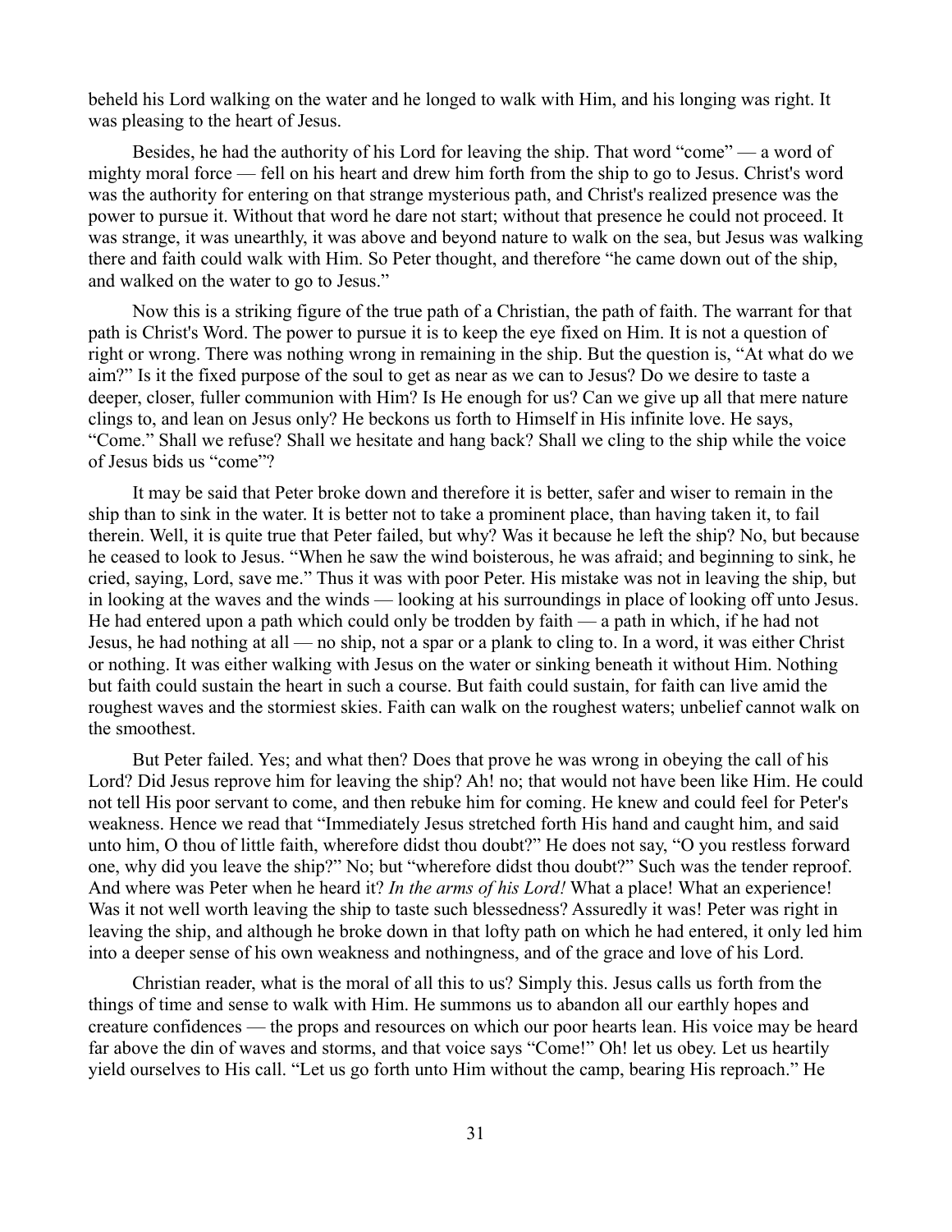beheld his Lord walking on the water and he longed to walk with Him, and his longing was right. It was pleasing to the heart of Jesus.

Besides, he had the authority of his Lord for leaving the ship. That word "come" — a word of mighty moral force — fell on his heart and drew him forth from the ship to go to Jesus. Christ's word was the authority for entering on that strange mysterious path, and Christ's realized presence was the power to pursue it. Without that word he dare not start; without that presence he could not proceed. It was strange, it was unearthly, it was above and beyond nature to walk on the sea, but Jesus was walking there and faith could walk with Him. So Peter thought, and therefore "he came down out of the ship, and walked on the water to go to Jesus."

Now this is a striking figure of the true path of a Christian, the path of faith. The warrant for that path is Christ's Word. The power to pursue it is to keep the eye fixed on Him. It is not a question of right or wrong. There was nothing wrong in remaining in the ship. But the question is, "At what do we aim?" Is it the fixed purpose of the soul to get as near as we can to Jesus? Do we desire to taste a deeper, closer, fuller communion with Him? Is He enough for us? Can we give up all that mere nature clings to, and lean on Jesus only? He beckons us forth to Himself in His infinite love. He says, "Come." Shall we refuse? Shall we hesitate and hang back? Shall we cling to the ship while the voice of Jesus bids us "come"?

It may be said that Peter broke down and therefore it is better, safer and wiser to remain in the ship than to sink in the water. It is better not to take a prominent place, than having taken it, to fail therein. Well, it is quite true that Peter failed, but why? Was it because he left the ship? No, but because he ceased to look to Jesus. "When he saw the wind boisterous, he was afraid; and beginning to sink, he cried, saying, Lord, save me." Thus it was with poor Peter. His mistake was not in leaving the ship, but in looking at the waves and the winds — looking at his surroundings in place of looking off unto Jesus. He had entered upon a path which could only be trodden by faith — a path in which, if he had not Jesus, he had nothing at all — no ship, not a spar or a plank to cling to. In a word, it was either Christ or nothing. It was either walking with Jesus on the water or sinking beneath it without Him. Nothing but faith could sustain the heart in such a course. But faith could sustain, for faith can live amid the roughest waves and the stormiest skies. Faith can walk on the roughest waters; unbelief cannot walk on the smoothest.

But Peter failed. Yes; and what then? Does that prove he was wrong in obeying the call of his Lord? Did Jesus reprove him for leaving the ship? Ah! no; that would not have been like Him. He could not tell His poor servant to come, and then rebuke him for coming. He knew and could feel for Peter's weakness. Hence we read that "Immediately Jesus stretched forth His hand and caught him, and said unto him, O thou of little faith, wherefore didst thou doubt?" He does not say, "O you restless forward one, why did you leave the ship?" No; but "wherefore didst thou doubt?" Such was the tender reproof. And where was Peter when he heard it? *In the arms of his Lord!* What a place! What an experience! Was it not well worth leaving the ship to taste such blessedness? Assuredly it was! Peter was right in leaving the ship, and although he broke down in that lofty path on which he had entered, it only led him into a deeper sense of his own weakness and nothingness, and of the grace and love of his Lord.

Christian reader, what is the moral of all this to us? Simply this. Jesus calls us forth from the things of time and sense to walk with Him. He summons us to abandon all our earthly hopes and creature confidences — the props and resources on which our poor hearts lean. His voice may be heard far above the din of waves and storms, and that voice says "Come!" Oh! let us obey. Let us heartily yield ourselves to His call. "Let us go forth unto Him without the camp, bearing His reproach." He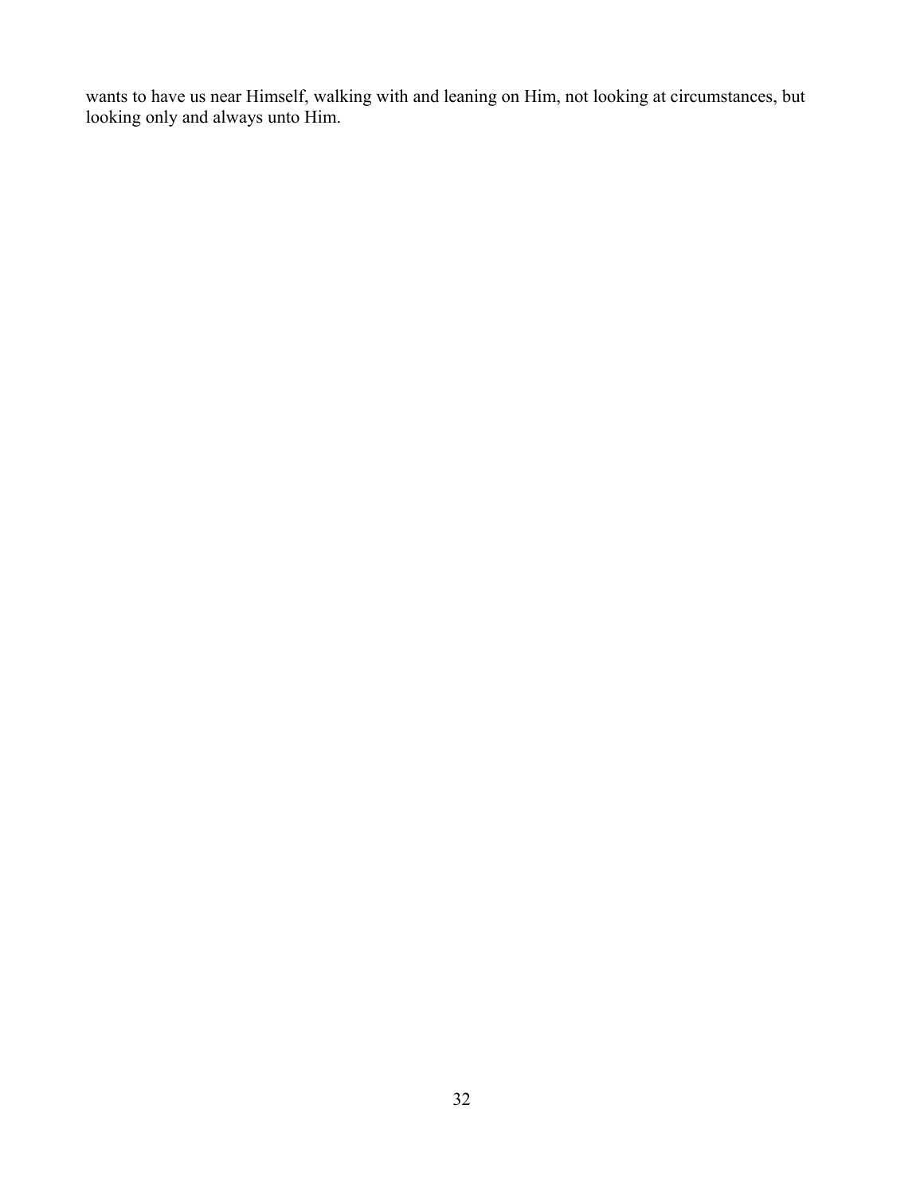wants to have us near Himself, walking with and leaning on Him, not looking at circumstances, but looking only and always unto Him.